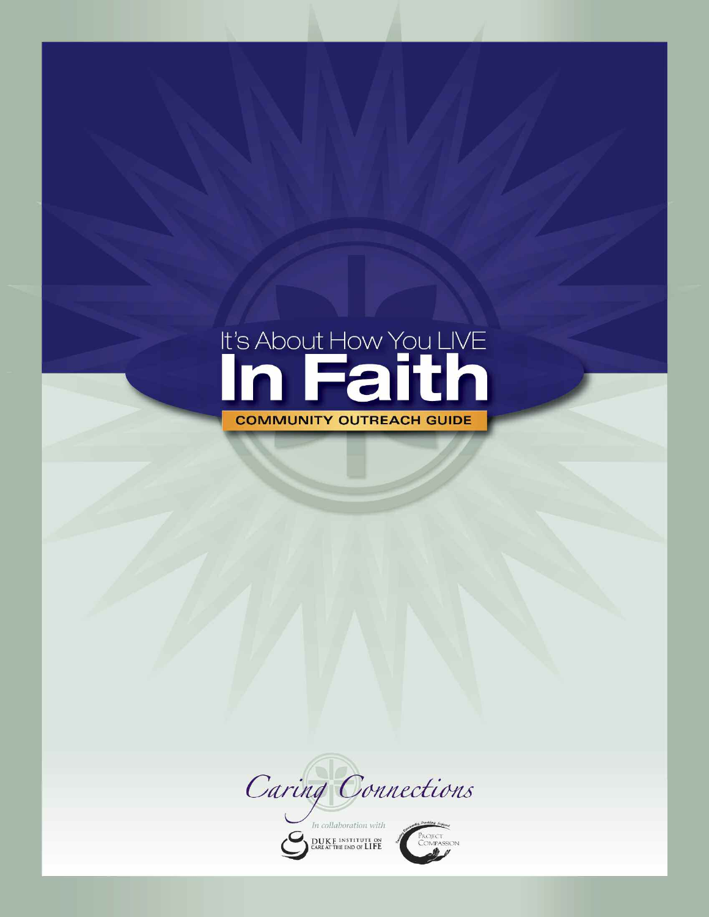It's About How You LIVE

# In Faith

**COMMUNITY OUTREACH GUIDE**

*Caring Connections*

*In collaboration with*

DUKE INSTITUTE ON CARE AT THE END OF LIFE

PROJECT COMPASSION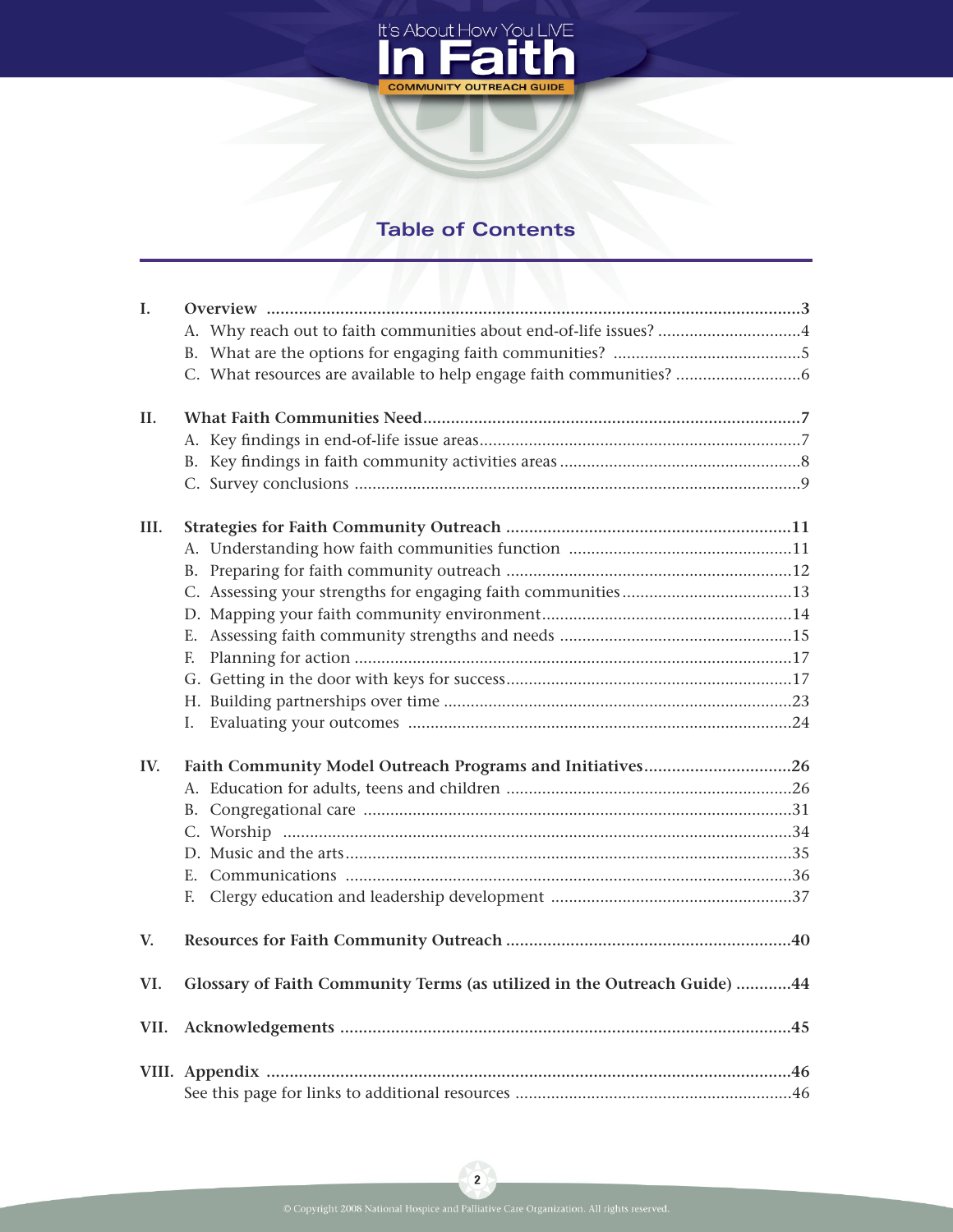# Table of Contents

**I. Overview** ..... 3

- A. Why reach out to faith communities about end-of-life issues? ..... 4
- B. What are the options for engaging faith communities? ..... 5
- C. What resources are available to help engage faith communities? ..... 6

**II. What Faith Communities Need** ..... 7

- A. Key findings in end-of-life issue areas ..... 7
- B. Key findings in faith community activities areas ..... 8
- C. Survey conclusions ..... 9

**III. Strategies for Faith Community Outreach** ..... 11

- A. Understanding how faith communities function ..... 11
- B. Preparing for faith community outreach ..... 12
- C. Assessing your strengths for engaging faith communities ..... 13
- D. Mapping your faith community environment ..... 14
- E. Assessing faith community strengths and needs ..... 15
- F. Planning for action ..... 17
- G. Getting in the door with keys for success ..... 17
- H. Building partnerships over time ..... 23
- I. Evaluating your outcomes ..... 24

**IV. Faith Community Model Outreach Programs and Initiatives** ..... 26

- A. Education for adults, teens and children ..... 26
- B. Congregational care ..... 31
- C. Worship ..... 34
- D. Music and the arts ..... 35
- E. Communications ..... 36
- F. Clergy education and leadership development ..... 37

**V. Resources for Faith Community Outreach** ..... 40

**VI. Glossary of Faith Community Terms (as utilized in the Outreach Guide)** ..... 44

**VII. Acknowledgements** ..... 45

**VIII. Appendix** ..... 46

See this page for links to additional resources ..... 46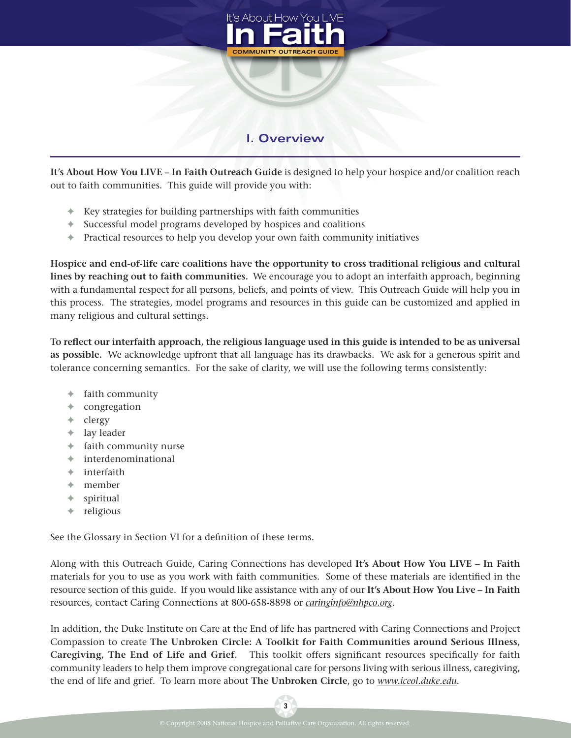## I. Overview

**It's About How You LIVE – In Faith Outreach Guide** is designed to help your hospice and/or coalition reach out to faith communities. This guide will provide you with:

- Key strategies for building partnerships with faith communities
- Successful model programs developed by hospices and coalitions
- Practical resources to help you develop your own faith community initiatives

**Hospice and end-of-life care coalitions have the opportunity to cross traditional religious and cultural lines by reaching out to faith communities.** We encourage you to adopt an interfaith approach, beginning with a fundamental respect for all persons, beliefs, and points of view. This Outreach Guide will help you in this process. The strategies, model programs and resources in this guide can be customized and applied in many religious and cultural settings.

**To reflect our interfaith approach, the religious language used in this guide is intended to be as universal as possible.** We acknowledge upfront that all language has its drawbacks. We ask for a generous spirit and tolerance concerning semantics. For the sake of clarity, we will use the following terms consistently:

- faith community
- congregation
- clergy
- lay leader
- faith community nurse
- interdenominational
- interfaith
- member
- spiritual
- religious

See the Glossary in Section VI for a definition of these terms.

Along with this Outreach Guide, Caring Connections has developed **It's About How You LIVE – In Faith** materials for you to use as you work with faith communities. Some of these materials are identified in the resource section of this guide. If you would like assistance with any of our **It's About How You Live – In Faith** resources, contact Caring Connections at 800-658-8898 or *caringinfo@nhpco.org*.

In addition, the Duke Institute on Care at the End of life has partnered with Caring Connections and Project Compassion to create **The Unbroken Circle: A Toolkit for Faith Communities around Serious Illness, Caregiving, The End of Life and Grief.** This toolkit offers significant resources specifically for faith community leaders to help them improve congregational care for persons living with serious illness, caregiving, the end of life and grief. To learn more about **The Unbroken Circle**, go to *www.iceol.duke.edu*.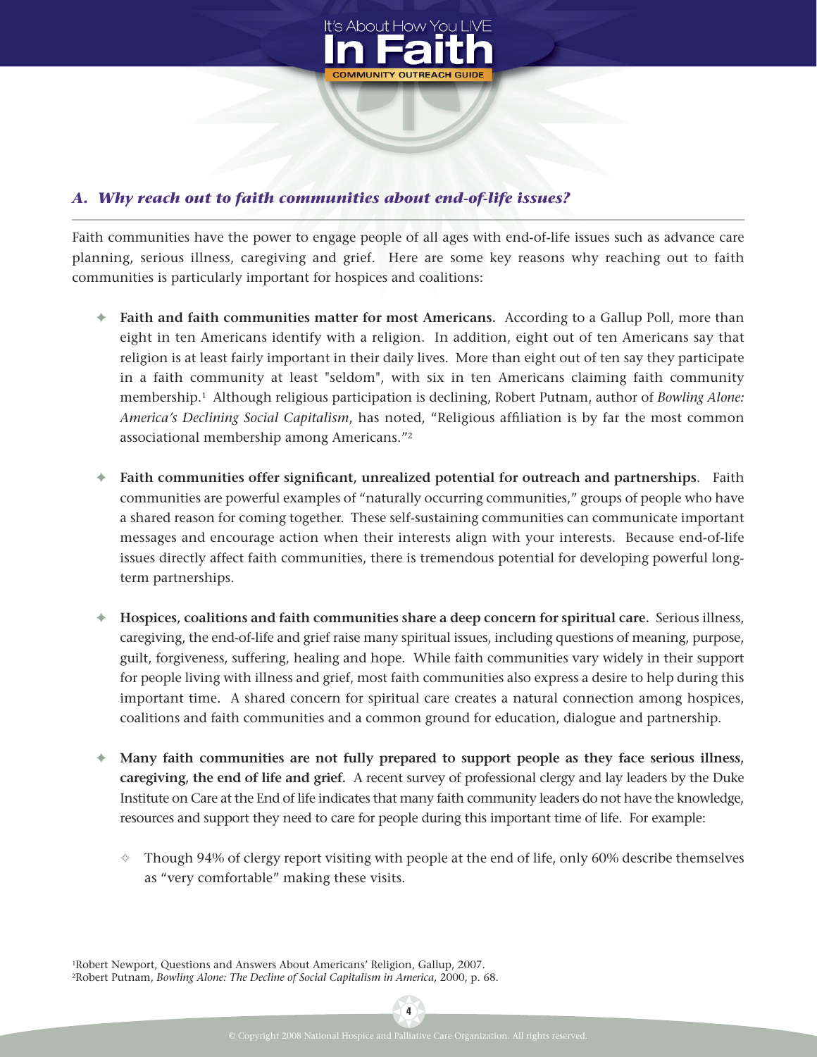## *A. Why reach out to faith communities about end-of-life issues?*

Faith communities have the power to engage people of all ages with end-of-life issues such as advance care planning, serious illness, caregiving and grief. Here are some key reasons why reaching out to faith communities is particularly important for hospices and coalitions:

- **Faith and faith communities matter for most Americans.** According to a Gallup Poll, more than eight in ten Americans identify with a religion. In addition, eight out of ten Americans say that religion is at least fairly important in their daily lives. More than eight out of ten say they participate in a faith community at least "seldom", with six in ten Americans claiming faith community membership.[1] Although religious participation is declining, Robert Putnam, author of *Bowling Alone: America's Declining Social Capitalism*, has noted, "Religious affiliation is by far the most common associational membership among Americans."[2]

- **Faith communities offer significant, unrealized potential for outreach and partnerships.** Faith communities are powerful examples of "naturally occurring communities," groups of people who have a shared reason for coming together. These self-sustaining communities can communicate important messages and encourage action when their interests align with your interests. Because end-of-life issues directly affect faith communities, there is tremendous potential for developing powerful long-term partnerships.

- **Hospices, coalitions and faith communities share a deep concern for spiritual care.** Serious illness, caregiving, the end-of-life and grief raise many spiritual issues, including questions of meaning, purpose, guilt, forgiveness, suffering, healing and hope. While faith communities vary widely in their support for people living with illness and grief, most faith communities also express a desire to help during this important time. A shared concern for spiritual care creates a natural connection among hospices, coalitions and faith communities and a common ground for education, dialogue and partnership.

- **Many faith communities are not fully prepared to support people as they face serious illness, caregiving, the end of life and grief.** A recent survey of professional clergy and lay leaders by the Duke Institute on Care at the End of life indicates that many faith community leaders do not have the knowledge, resources and support they need to care for people during this important time of life. For example:

  - Though 94% of clergy report visiting with people at the end of life, only 60% describe themselves as "very comfortable" making these visits.

[1] Robert Newport, Questions and Answers About Americans' Religion, Gallup, 2007.
[2] Robert Putnam, *Bowling Alone: The Decline of Social Capitalism in America,* 2000, p. 68.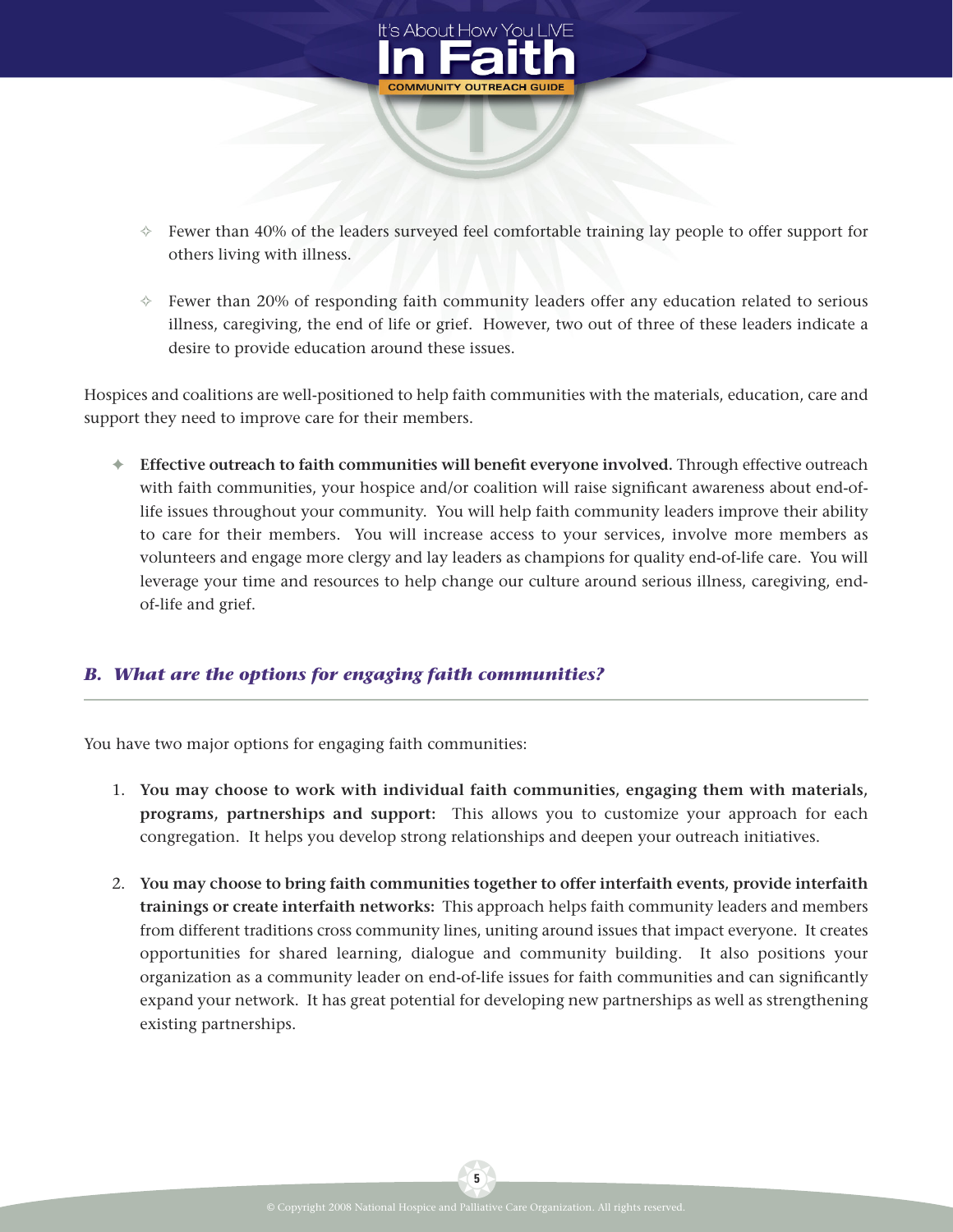- Fewer than 40% of the leaders surveyed feel comfortable training lay people to offer support for others living with illness.

- Fewer than 20% of responding faith community leaders offer any education related to serious illness, caregiving, the end of life or grief. However, two out of three of these leaders indicate a desire to provide education around these issues.

Hospices and coalitions are well-positioned to help faith communities with the materials, education, care and support they need to improve care for their members.

- **Effective outreach to faith communities will benefit everyone involved.** Through effective outreach with faith communities, your hospice and/or coalition will raise significant awareness about end-of-life issues throughout your community. You will help faith community leaders improve their ability to care for their members. You will increase access to your services, involve more members as volunteers and engage more clergy and lay leaders as champions for quality end-of-life care. You will leverage your time and resources to help change our culture around serious illness, caregiving, end-of-life and grief.

## *B. What are the options for engaging faith communities?*

You have two major options for engaging faith communities:

1. **You may choose to work with individual faith communities, engaging them with materials, programs, partnerships and support:** This allows you to customize your approach for each congregation. It helps you develop strong relationships and deepen your outreach initiatives.

2. **You may choose to bring faith communities together to offer interfaith events, provide interfaith trainings or create interfaith networks:** This approach helps faith community leaders and members from different traditions cross community lines, uniting around issues that impact everyone. It creates opportunities for shared learning, dialogue and community building. It also positions your organization as a community leader on end-of-life issues for faith communities and can significantly expand your network. It has great potential for developing new partnerships as well as strengthening existing partnerships.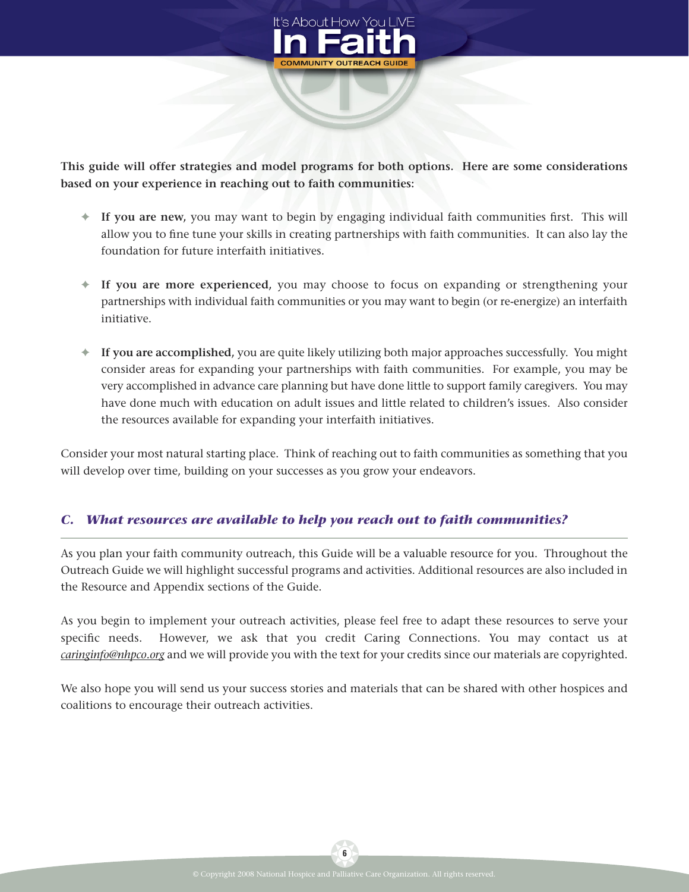**This guide will offer strategies and model programs for both options. Here are some considerations based on your experience in reaching out to faith communities:**

- **If you are new,** you may want to begin by engaging individual faith communities first. This will allow you to fine tune your skills in creating partnerships with faith communities. It can also lay the foundation for future interfaith initiatives.

- **If you are more experienced**, you may choose to focus on expanding or strengthening your partnerships with individual faith communities or you may want to begin (or re-energize) an interfaith initiative.

- **If you are accomplished,** you are quite likely utilizing both major approaches successfully. You might consider areas for expanding your partnerships with faith communities. For example, you may be very accomplished in advance care planning but have done little to support family caregivers. You may have done much with education on adult issues and little related to children's issues. Also consider the resources available for expanding your interfaith initiatives.

Consider your most natural starting place. Think of reaching out to faith communities as something that you will develop over time, building on your successes as you grow your endeavors.

## *C. What resources are available to help you reach out to faith communities?*

As you plan your faith community outreach, this Guide will be a valuable resource for you. Throughout the Outreach Guide we will highlight successful programs and activities. Additional resources are also included in the Resource and Appendix sections of the Guide.

As you begin to implement your outreach activities, please feel free to adapt these resources to serve your specific needs. However, we ask that you credit Caring Connections. You may contact us at *caringinfo@nhpco.org* and we will provide you with the text for your credits since our materials are copyrighted.

We also hope you will send us your success stories and materials that can be shared with other hospices and coalitions to encourage their outreach activities.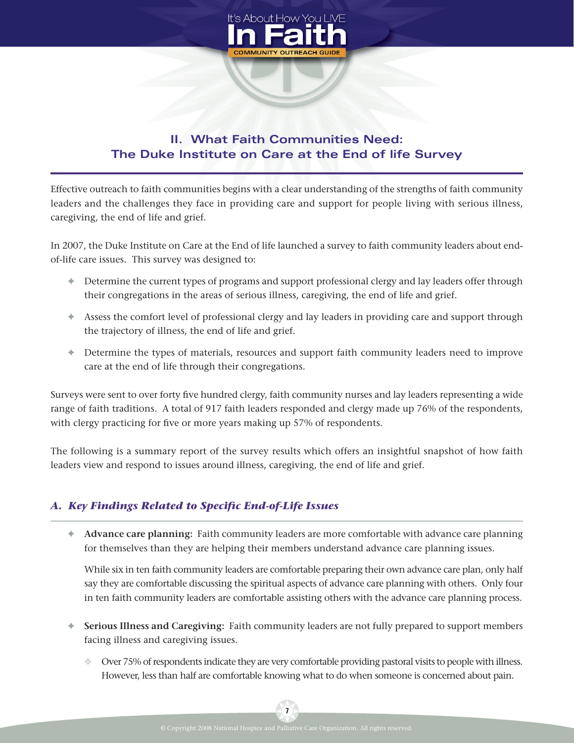## II. What Faith Communities Need: The Duke Institute on Care at the End of life Survey

Effective outreach to faith communities begins with a clear understanding of the strengths of faith community leaders and the challenges they face in providing care and support for people living with serious illness, caregiving, the end of life and grief.

In 2007, the Duke Institute on Care at the End of life launched a survey to faith community leaders about end-of-life care issues. This survey was designed to:

- Determine the current types of programs and support professional clergy and lay leaders offer through their congregations in the areas of serious illness, caregiving, the end of life and grief.
- Assess the comfort level of professional clergy and lay leaders in providing care and support through the trajectory of illness, the end of life and grief.
- Determine the types of materials, resources and support faith community leaders need to improve care at the end of life through their congregations.

Surveys were sent to over forty five hundred clergy, faith community nurses and lay leaders representing a wide range of faith traditions. A total of 917 faith leaders responded and clergy made up 76% of the respondents, with clergy practicing for five or more years making up 57% of respondents.

The following is a summary report of the survey results which offers an insightful snapshot of how faith leaders view and respond to issues around illness, caregiving, the end of life and grief.

### *A. Key Findings Related to Specific End-of-Life Issues*

- **Advance care planning:** Faith community leaders are more comfortable with advance care planning for themselves than they are helping their members understand advance care planning issues.

  While six in ten faith community leaders are comfortable preparing their own advance care plan, only half say they are comfortable discussing the spiritual aspects of advance care planning with others. Only four in ten faith community leaders are comfortable assisting others with the advance care planning process.

- **Serious Illness and Caregiving:** Faith community leaders are not fully prepared to support members facing illness and caregiving issues.
  - Over 75% of respondents indicate they are very comfortable providing pastoral visits to people with illness. However, less than half are comfortable knowing what to do when someone is concerned about pain.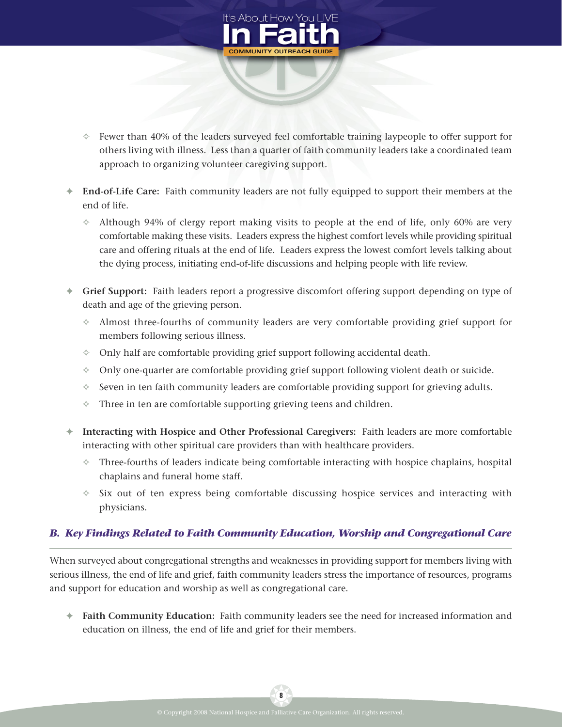- Fewer than 40% of the leaders surveyed feel comfortable training laypeople to offer support for others living with illness. Less than a quarter of faith community leaders take a coordinated team approach to organizing volunteer caregiving support.

- **End-of-Life Care:** Faith community leaders are not fully equipped to support their members at the end of life.
  - Although 94% of clergy report making visits to people at the end of life, only 60% are very comfortable making these visits. Leaders express the highest comfort levels while providing spiritual care and offering rituals at the end of life. Leaders express the lowest comfort levels talking about the dying process, initiating end-of-life discussions and helping people with life review.

- **Grief Support:** Faith leaders report a progressive discomfort offering support depending on type of death and age of the grieving person.
  - Almost three-fourths of community leaders are very comfortable providing grief support for members following serious illness.
  - Only half are comfortable providing grief support following accidental death.
  - Only one-quarter are comfortable providing grief support following violent death or suicide.
  - Seven in ten faith community leaders are comfortable providing support for grieving adults.
  - Three in ten are comfortable supporting grieving teens and children.

- **Interacting with Hospice and Other Professional Caregivers:** Faith leaders are more comfortable interacting with other spiritual care providers than with healthcare providers.
  - Three-fourths of leaders indicate being comfortable interacting with hospice chaplains, hospital chaplains and funeral home staff.
  - Six out of ten express being comfortable discussing hospice services and interacting with physicians.

## *B. Key Findings Related to Faith Community Education, Worship and Congregational Care*

When surveyed about congregational strengths and weaknesses in providing support for members living with serious illness, the end of life and grief, faith community leaders stress the importance of resources, programs and support for education and worship as well as congregational care.

- **Faith Community Education:** Faith community leaders see the need for increased information and education on illness, the end of life and grief for their members.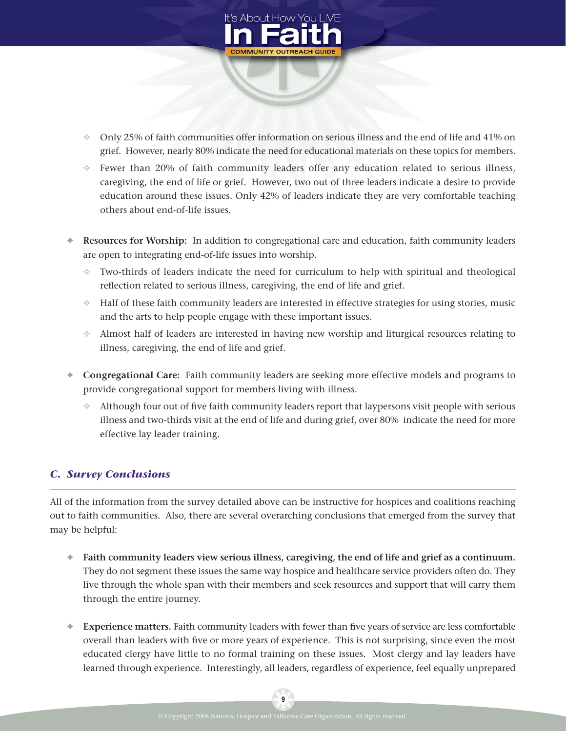- Only 25% of faith communities offer information on serious illness and the end of life and 41% on grief. However, nearly 80% indicate the need for educational materials on these topics for members.
  - Fewer than 20% of faith community leaders offer any education related to serious illness, caregiving, the end of life or grief. However, two out of three leaders indicate a desire to provide education around these issues. Only 42% of leaders indicate they are very comfortable teaching others about end-of-life issues.

- **Resources for Worship:** In addition to congregational care and education, faith community leaders are open to integrating end-of-life issues into worship.
  - Two-thirds of leaders indicate the need for curriculum to help with spiritual and theological reflection related to serious illness, caregiving, the end of life and grief.
  - Half of these faith community leaders are interested in effective strategies for using stories, music and the arts to help people engage with these important issues.
  - Almost half of leaders are interested in having new worship and liturgical resources relating to illness, caregiving, the end of life and grief.

- **Congregational Care:** Faith community leaders are seeking more effective models and programs to provide congregational support for members living with illness.
  - Although four out of five faith community leaders report that laypersons visit people with serious illness and two-thirds visit at the end of life and during grief, over 80% indicate the need for more effective lay leader training.

## *C. Survey Conclusions*

All of the information from the survey detailed above can be instructive for hospices and coalitions reaching out to faith communities. Also, there are several overarching conclusions that emerged from the survey that may be helpful:

- **Faith community leaders view serious illness, caregiving, the end of life and grief as a continuum.** They do not segment these issues the same way hospice and healthcare service providers often do. They live through the whole span with their members and seek resources and support that will carry them through the entire journey.

- **Experience matters.** Faith community leaders with fewer than five years of service are less comfortable overall than leaders with five or more years of experience. This is not surprising, since even the most educated clergy have little to no formal training on these issues. Most clergy and lay leaders have learned through experience. Interestingly, all leaders, regardless of experience, feel equally unprepared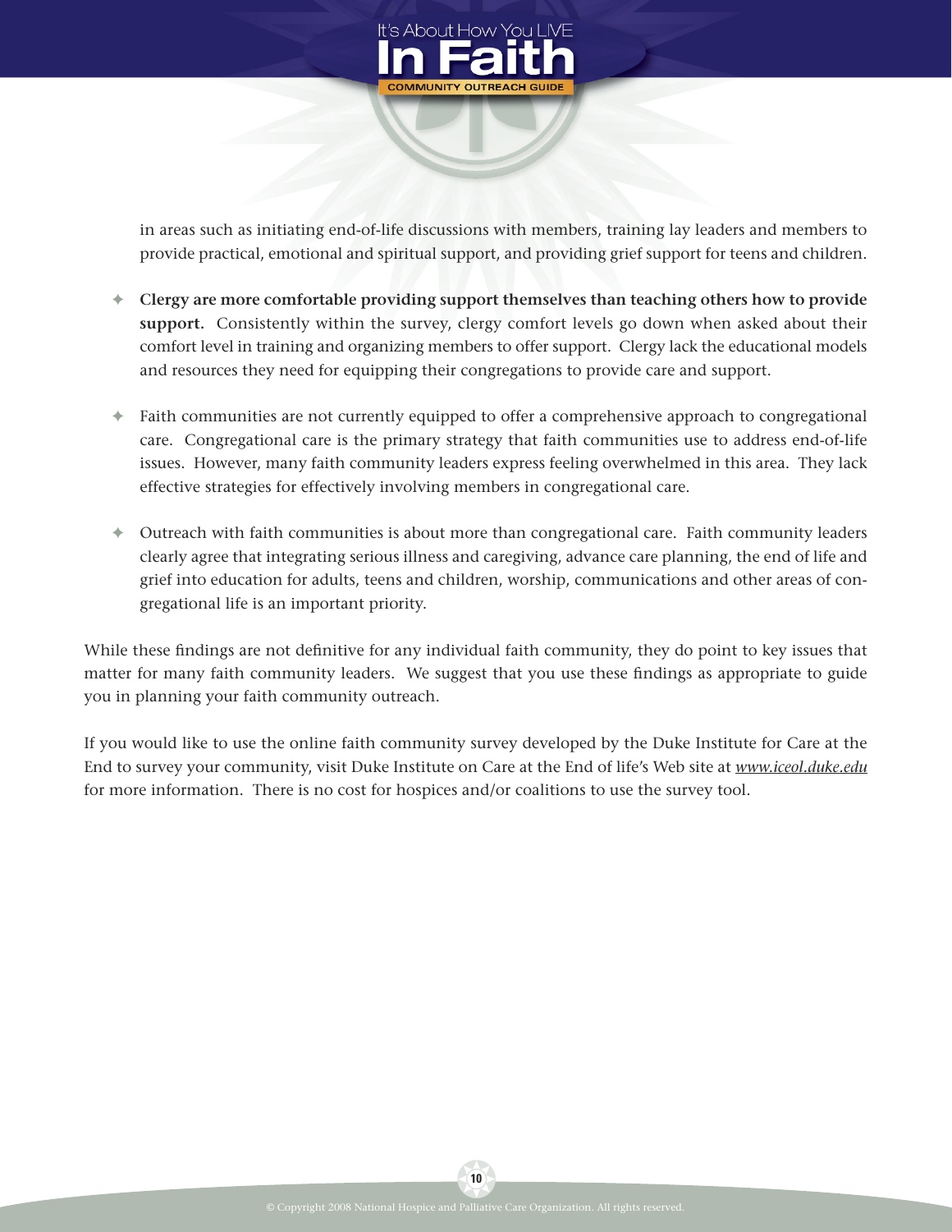in areas such as initiating end-of-life discussions with members, training lay leaders and members to provide practical, emotional and spiritual support, and providing grief support for teens and children.

- **Clergy are more comfortable providing support themselves than teaching others how to provide support.** Consistently within the survey, clergy comfort levels go down when asked about their comfort level in training and organizing members to offer support. Clergy lack the educational models and resources they need for equipping their congregations to provide care and support.

- Faith communities are not currently equipped to offer a comprehensive approach to congregational care. Congregational care is the primary strategy that faith communities use to address end-of-life issues. However, many faith community leaders express feeling overwhelmed in this area. They lack effective strategies for effectively involving members in congregational care.

- Outreach with faith communities is about more than congregational care. Faith community leaders clearly agree that integrating serious illness and caregiving, advance care planning, the end of life and grief into education for adults, teens and children, worship, communications and other areas of congregational life is an important priority.

While these findings are not definitive for any individual faith community, they do point to key issues that matter for many faith community leaders. We suggest that you use these findings as appropriate to guide you in planning your faith community outreach.

If you would like to use the online faith community survey developed by the Duke Institute for Care at the End to survey your community, visit Duke Institute on Care at the End of life's Web site at *www.iceol.duke.edu* for more information. There is no cost for hospices and/or coalitions to use the survey tool.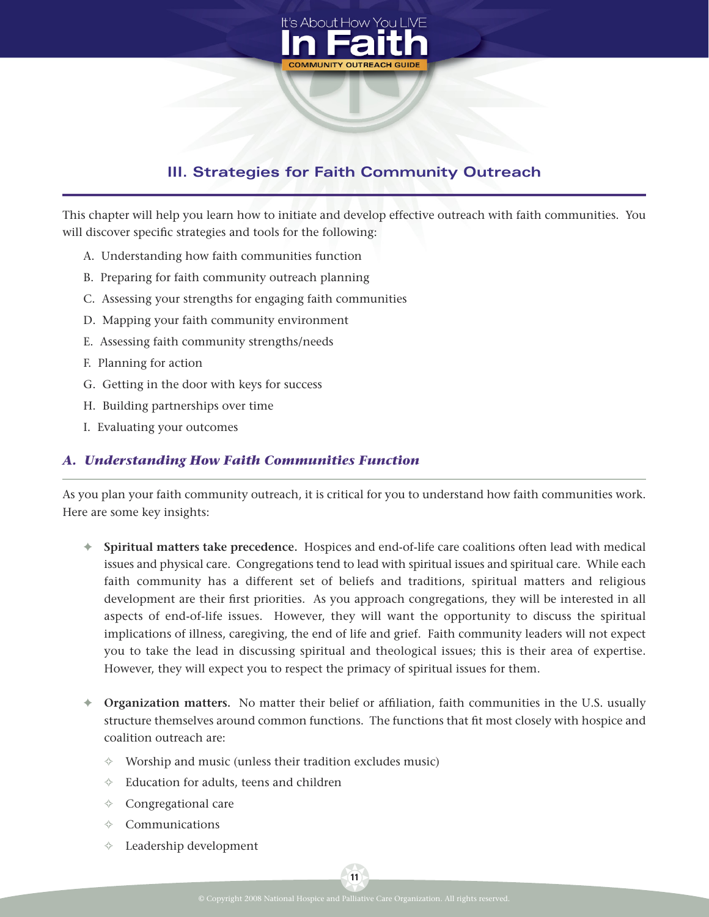## III. Strategies for Faith Community Outreach

This chapter will help you learn how to initiate and develop effective outreach with faith communities. You will discover specific strategies and tools for the following:

A. Understanding how faith communities function

B. Preparing for faith community outreach planning

C. Assessing your strengths for engaging faith communities

D. Mapping your faith community environment

E. Assessing faith community strengths/needs

F. Planning for action

G. Getting in the door with keys for success

H. Building partnerships over time

I. Evaluating your outcomes

### *A. Understanding How Faith Communities Function*

As you plan your faith community outreach, it is critical for you to understand how faith communities work. Here are some key insights:

- **Spiritual matters take precedence.** Hospices and end-of-life care coalitions often lead with medical issues and physical care. Congregations tend to lead with spiritual issues and spiritual care. While each faith community has a different set of beliefs and traditions, spiritual matters and religious development are their first priorities. As you approach congregations, they will be interested in all aspects of end-of-life issues. However, they will want the opportunity to discuss the spiritual implications of illness, caregiving, the end of life and grief. Faith community leaders will not expect you to take the lead in discussing spiritual and theological issues; this is their area of expertise. However, they will expect you to respect the primacy of spiritual issues for them.

- **Organization matters.** No matter their belief or affiliation, faith communities in the U.S. usually structure themselves around common functions. The functions that fit most closely with hospice and coalition outreach are:
  - Worship and music (unless their tradition excludes music)
  - Education for adults, teens and children
  - Congregational care
  - Communications
  - Leadership development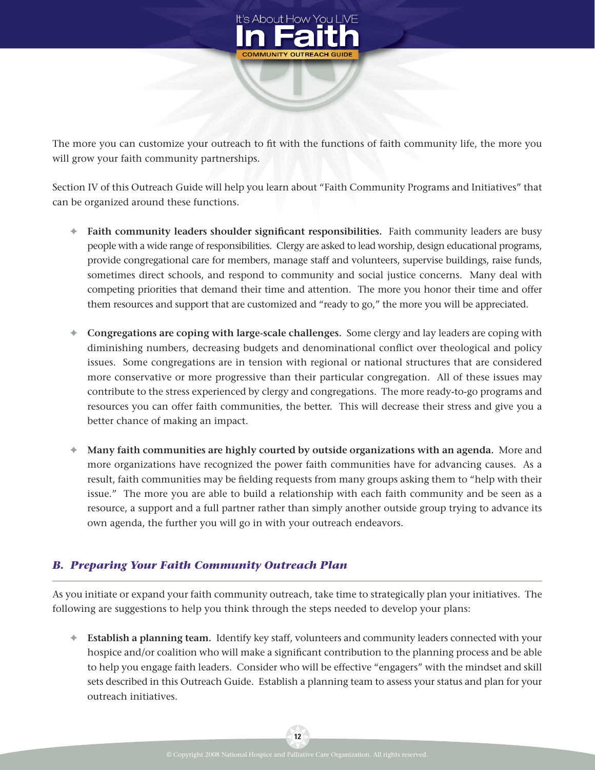The more you can customize your outreach to fit with the functions of faith community life, the more you will grow your faith community partnerships.

Section IV of this Outreach Guide will help you learn about "Faith Community Programs and Initiatives" that can be organized around these functions.

- **Faith community leaders shoulder significant responsibilities.** Faith community leaders are busy people with a wide range of responsibilities. Clergy are asked to lead worship, design educational programs, provide congregational care for members, manage staff and volunteers, supervise buildings, raise funds, sometimes direct schools, and respond to community and social justice concerns. Many deal with competing priorities that demand their time and attention. The more you honor their time and offer them resources and support that are customized and "ready to go," the more you will be appreciated.

- **Congregations are coping with large-scale challenges.** Some clergy and lay leaders are coping with diminishing numbers, decreasing budgets and denominational conflict over theological and policy issues. Some congregations are in tension with regional or national structures that are considered more conservative or more progressive than their particular congregation. All of these issues may contribute to the stress experienced by clergy and congregations. The more ready-to-go programs and resources you can offer faith communities, the better. This will decrease their stress and give you a better chance of making an impact.

- **Many faith communities are highly courted by outside organizations with an agenda.** More and more organizations have recognized the power faith communities have for advancing causes. As a result, faith communities may be fielding requests from many groups asking them to "help with their issue." The more you are able to build a relationship with each faith community and be seen as a resource, a support and a full partner rather than simply another outside group trying to advance its own agenda, the further you will go in with your outreach endeavors.

## *B. Preparing Your Faith Community Outreach Plan*

As you initiate or expand your faith community outreach, take time to strategically plan your initiatives. The following are suggestions to help you think through the steps needed to develop your plans:

- **Establish a planning team.** Identify key staff, volunteers and community leaders connected with your hospice and/or coalition who will make a significant contribution to the planning process and be able to help you engage faith leaders. Consider who will be effective "engagers" with the mindset and skill sets described in this Outreach Guide. Establish a planning team to assess your status and plan for your outreach initiatives.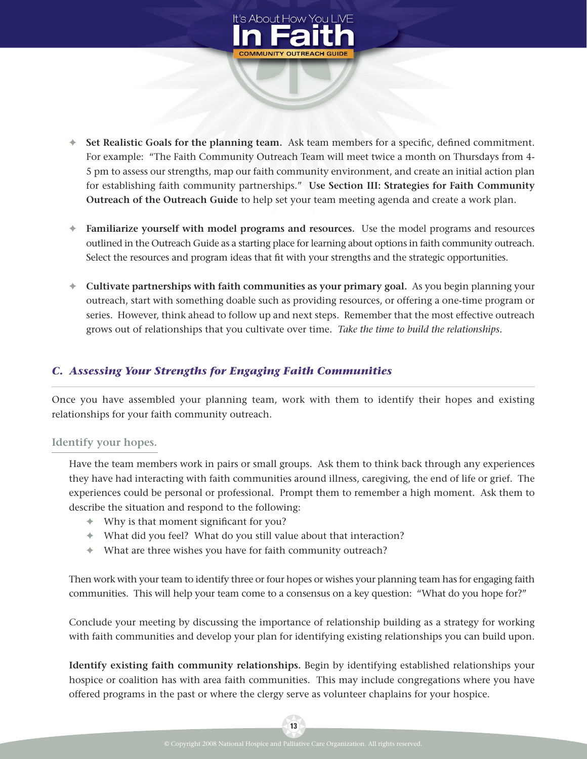- **Set Realistic Goals for the planning team.** Ask team members for a specific, defined commitment. For example: "The Faith Community Outreach Team will meet twice a month on Thursdays from 4-5 pm to assess our strengths, map our faith community environment, and create an initial action plan for establishing faith community partnerships." **Use Section III: Strategies for Faith Community Outreach of the Outreach Guide** to help set your team meeting agenda and create a work plan.

- **Familiarize yourself with model programs and resources.** Use the model programs and resources outlined in the Outreach Guide as a starting place for learning about options in faith community outreach. Select the resources and program ideas that fit with your strengths and the strategic opportunities.

- **Cultivate partnerships with faith communities as your primary goal.** As you begin planning your outreach, start with something doable such as providing resources, or offering a one-time program or series. However, think ahead to follow up and next steps. Remember that the most effective outreach grows out of relationships that you cultivate over time. *Take the time to build the relationships.*

## *C. Assessing Your Strengths for Engaging Faith Communities*

Once you have assembled your planning team, work with them to identify their hopes and existing relationships for your faith community outreach.

### Identify your hopes.

Have the team members work in pairs or small groups. Ask them to think back through any experiences they have had interacting with faith communities around illness, caregiving, the end of life or grief. The experiences could be personal or professional. Prompt them to remember a high moment. Ask them to describe the situation and respond to the following:

- Why is that moment significant for you?
- What did you feel? What do you still value about that interaction?
- What are three wishes you have for faith community outreach?

Then work with your team to identify three or four hopes or wishes your planning team has for engaging faith communities. This will help your team come to a consensus on a key question: "What do you hope for?"

Conclude your meeting by discussing the importance of relationship building as a strategy for working with faith communities and develop your plan for identifying existing relationships you can build upon.

**Identify existing faith community relationships.** Begin by identifying established relationships your hospice or coalition has with area faith communities. This may include congregations where you have offered programs in the past or where the clergy serve as volunteer chaplains for your hospice.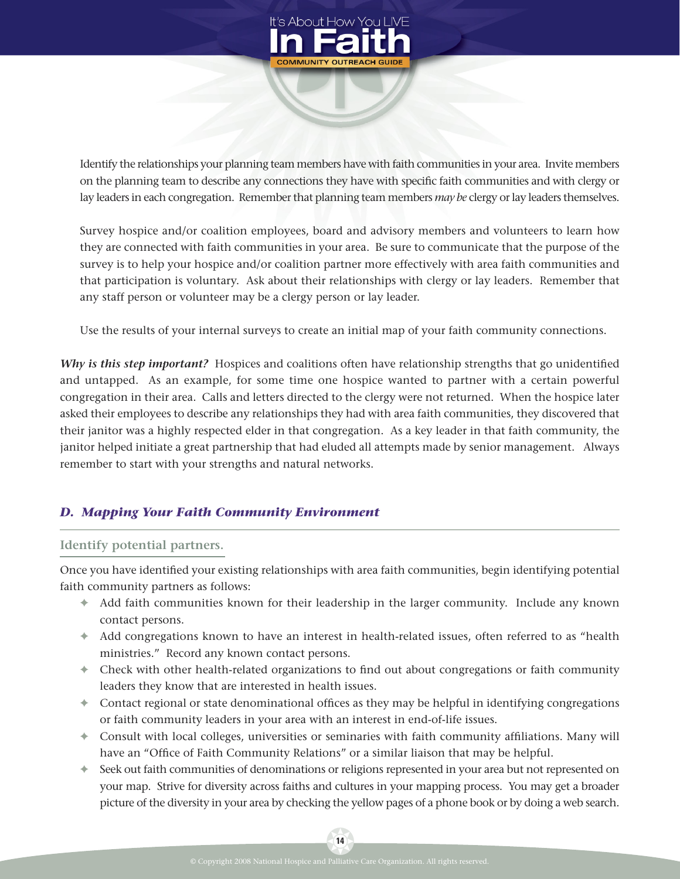Identify the relationships your planning team members have with faith communities in your area. Invite members on the planning team to describe any connections they have with specific faith communities and with clergy or lay leaders in each congregation. Remember that planning team members *may be* clergy or lay leaders themselves.

Survey hospice and/or coalition employees, board and advisory members and volunteers to learn how they are connected with faith communities in your area. Be sure to communicate that the purpose of the survey is to help your hospice and/or coalition partner more effectively with area faith communities and that participation is voluntary. Ask about their relationships with clergy or lay leaders. Remember that any staff person or volunteer may be a clergy person or lay leader.

Use the results of your internal surveys to create an initial map of your faith community connections.

***Why is this step important?*** Hospices and coalitions often have relationship strengths that go unidentified and untapped. As an example, for some time one hospice wanted to partner with a certain powerful congregation in their area. Calls and letters directed to the clergy were not returned. When the hospice later asked their employees to describe any relationships they had with area faith communities, they discovered that their janitor was a highly respected elder in that congregation. As a key leader in that faith community, the janitor helped initiate a great partnership that had eluded all attempts made by senior management. Always remember to start with your strengths and natural networks.

## *D. Mapping Your Faith Community Environment*

### Identify potential partners.

Once you have identified your existing relationships with area faith communities, begin identifying potential faith community partners as follows:

- Add faith communities known for their leadership in the larger community. Include any known contact persons.
- Add congregations known to have an interest in health-related issues, often referred to as "health ministries." Record any known contact persons.
- Check with other health-related organizations to find out about congregations or faith community leaders they know that are interested in health issues.
- Contact regional or state denominational offices as they may be helpful in identifying congregations or faith community leaders in your area with an interest in end-of-life issues.
- Consult with local colleges, universities or seminaries with faith community affiliations. Many will have an "Office of Faith Community Relations" or a similar liaison that may be helpful.
- Seek out faith communities of denominations or religions represented in your area but not represented on your map. Strive for diversity across faiths and cultures in your mapping process. You may get a broader picture of the diversity in your area by checking the yellow pages of a phone book or by doing a web search.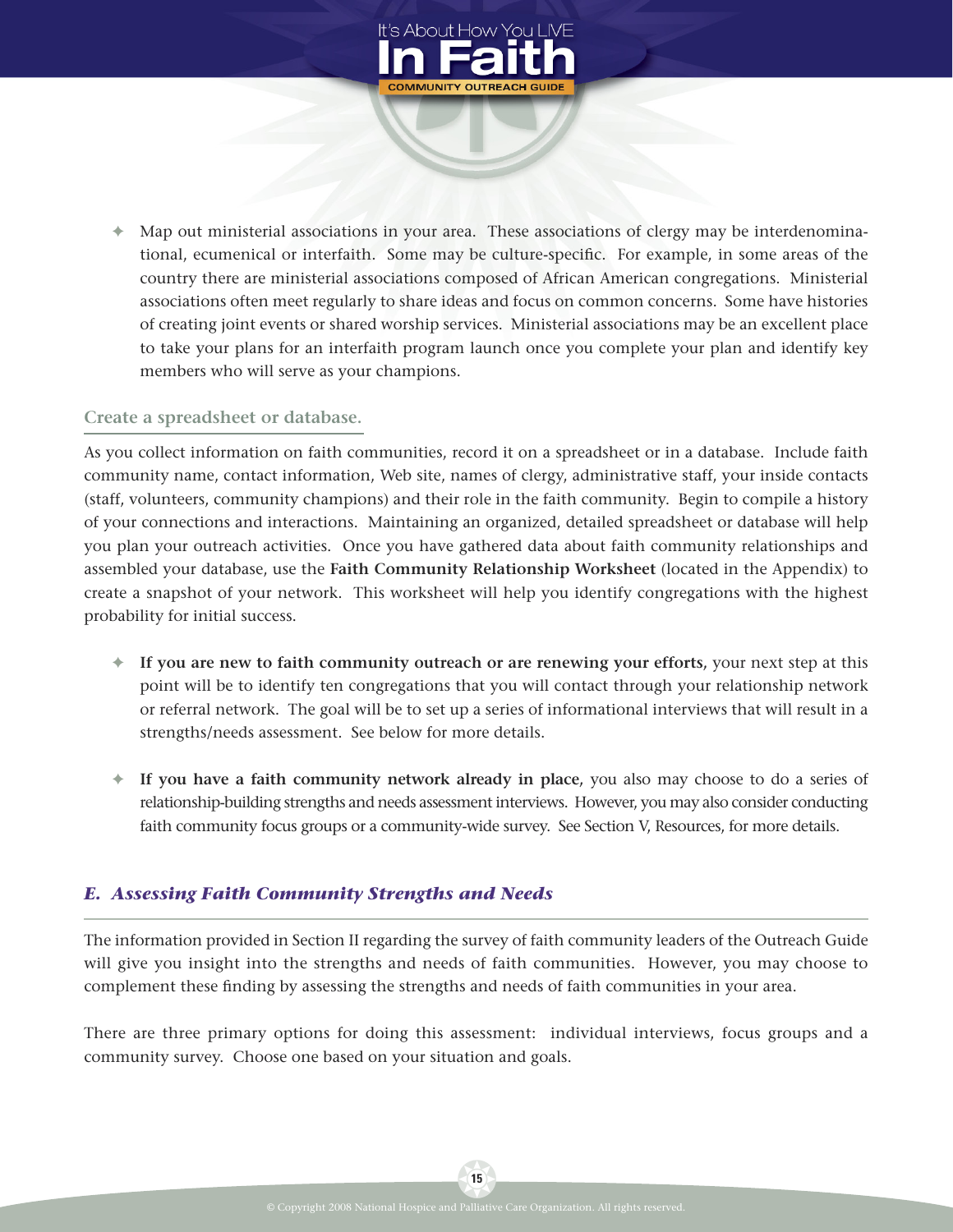- Map out ministerial associations in your area. These associations of clergy may be interdenominational, ecumenical or interfaith. Some may be culture-specific. For example, in some areas of the country there are ministerial associations composed of African American congregations. Ministerial associations often meet regularly to share ideas and focus on common concerns. Some have histories of creating joint events or shared worship services. Ministerial associations may be an excellent place to take your plans for an interfaith program launch once you complete your plan and identify key members who will serve as your champions.

### Create a spreadsheet or database.

As you collect information on faith communities, record it on a spreadsheet or in a database. Include faith community name, contact information, Web site, names of clergy, administrative staff, your inside contacts (staff, volunteers, community champions) and their role in the faith community. Begin to compile a history of your connections and interactions. Maintaining an organized, detailed spreadsheet or database will help you plan your outreach activities. Once you have gathered data about faith community relationships and assembled your database, use the **Faith Community Relationship Worksheet** (located in the Appendix) to create a snapshot of your network. This worksheet will help you identify congregations with the highest probability for initial success.

- **If you are new to faith community outreach or are renewing your efforts,** your next step at this point will be to identify ten congregations that you will contact through your relationship network or referral network. The goal will be to set up a series of informational interviews that will result in a strengths/needs assessment. See below for more details.

- **If you have a faith community network already in place,** you also may choose to do a series of relationship-building strengths and needs assessment interviews. However, you may also consider conducting faith community focus groups or a community-wide survey. See Section V, Resources, for more details.

## *E. Assessing Faith Community Strengths and Needs*

The information provided in Section II regarding the survey of faith community leaders of the Outreach Guide will give you insight into the strengths and needs of faith communities. However, you may choose to complement these finding by assessing the strengths and needs of faith communities in your area.

There are three primary options for doing this assessment: individual interviews, focus groups and a community survey. Choose one based on your situation and goals.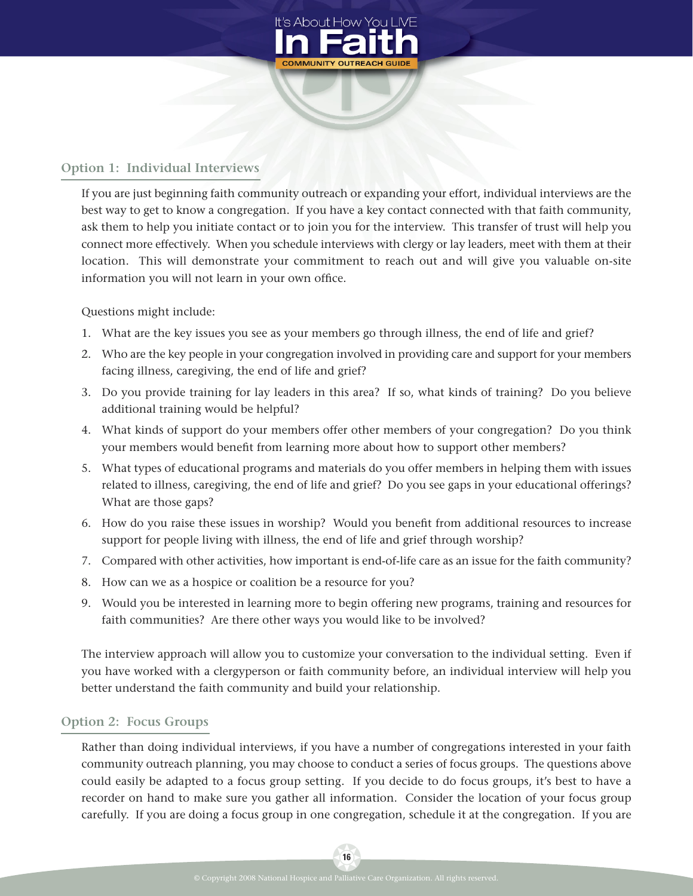## Option 1: Individual Interviews

If you are just beginning faith community outreach or expanding your effort, individual interviews are the best way to get to know a congregation. If you have a key contact connected with that faith community, ask them to help you initiate contact or to join you for the interview. This transfer of trust will help you connect more effectively. When you schedule interviews with clergy or lay leaders, meet with them at their location. This will demonstrate your commitment to reach out and will give you valuable on-site information you will not learn in your own office.

Questions might include:

1. What are the key issues you see as your members go through illness, the end of life and grief?
2. Who are the key people in your congregation involved in providing care and support for your members facing illness, caregiving, the end of life and grief?
3. Do you provide training for lay leaders in this area? If so, what kinds of training? Do you believe additional training would be helpful?
4. What kinds of support do your members offer other members of your congregation? Do you think your members would benefit from learning more about how to support other members?
5. What types of educational programs and materials do you offer members in helping them with issues related to illness, caregiving, the end of life and grief? Do you see gaps in your educational offerings? What are those gaps?
6. How do you raise these issues in worship? Would you benefit from additional resources to increase support for people living with illness, the end of life and grief through worship?
7. Compared with other activities, how important is end-of-life care as an issue for the faith community?
8. How can we as a hospice or coalition be a resource for you?
9. Would you be interested in learning more to begin offering new programs, training and resources for faith communities? Are there other ways you would like to be involved?

The interview approach will allow you to customize your conversation to the individual setting. Even if you have worked with a clergyperson or faith community before, an individual interview will help you better understand the faith community and build your relationship.

## Option 2: Focus Groups

Rather than doing individual interviews, if you have a number of congregations interested in your faith community outreach planning, you may choose to conduct a series of focus groups. The questions above could easily be adapted to a focus group setting. If you decide to do focus groups, it's best to have a recorder on hand to make sure you gather all information. Consider the location of your focus group carefully. If you are doing a focus group in one congregation, schedule it at the congregation. If you are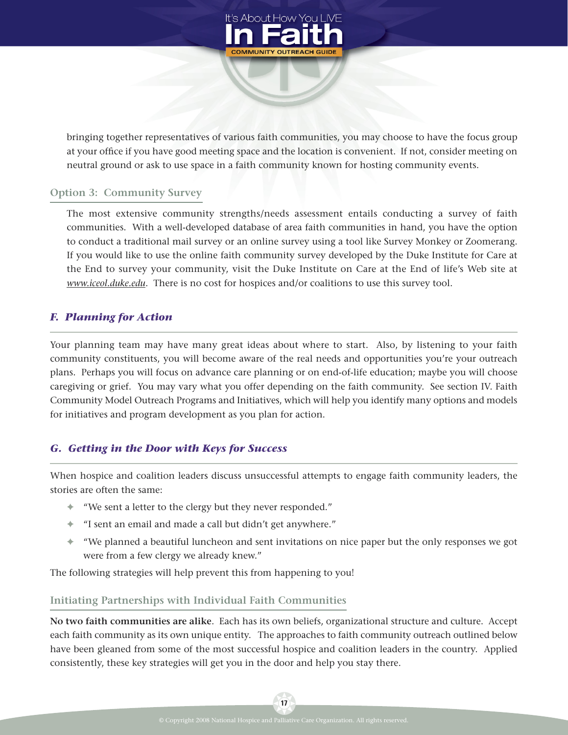bringing together representatives of various faith communities, you may choose to have the focus group at your office if you have good meeting space and the location is convenient. If not, consider meeting on neutral ground or ask to use space in a faith community known for hosting community events.

### Option 3: Community Survey

The most extensive community strengths/needs assessment entails conducting a survey of faith communities. With a well-developed database of area faith communities in hand, you have the option to conduct a traditional mail survey or an online survey using a tool like Survey Monkey or Zoomerang. If you would like to use the online faith community survey developed by the Duke Institute for Care at the End to survey your community, visit the Duke Institute on Care at the End of life's Web site at *www.iceol.duke.edu*. There is no cost for hospices and/or coalitions to use this survey tool.

## *F. Planning for Action*

Your planning team may have many great ideas about where to start. Also, by listening to your faith community constituents, you will become aware of the real needs and opportunities you're your outreach plans. Perhaps you will focus on advance care planning or on end-of-life education; maybe you will choose caregiving or grief. You may vary what you offer depending on the faith community. See section IV. Faith Community Model Outreach Programs and Initiatives, which will help you identify many options and models for initiatives and program development as you plan for action.

## *G. Getting in the Door with Keys for Success*

When hospice and coalition leaders discuss unsuccessful attempts to engage faith community leaders, the stories are often the same:

- "We sent a letter to the clergy but they never responded."
- "I sent an email and made a call but didn't get anywhere."
- "We planned a beautiful luncheon and sent invitations on nice paper but the only responses we got were from a few clergy we already knew."

The following strategies will help prevent this from happening to you!

### Initiating Partnerships with Individual Faith Communities

**No two faith communities are alike**. Each has its own beliefs, organizational structure and culture. Accept each faith community as its own unique entity. The approaches to faith community outreach outlined below have been gleaned from some of the most successful hospice and coalition leaders in the country. Applied consistently, these key strategies will get you in the door and help you stay there.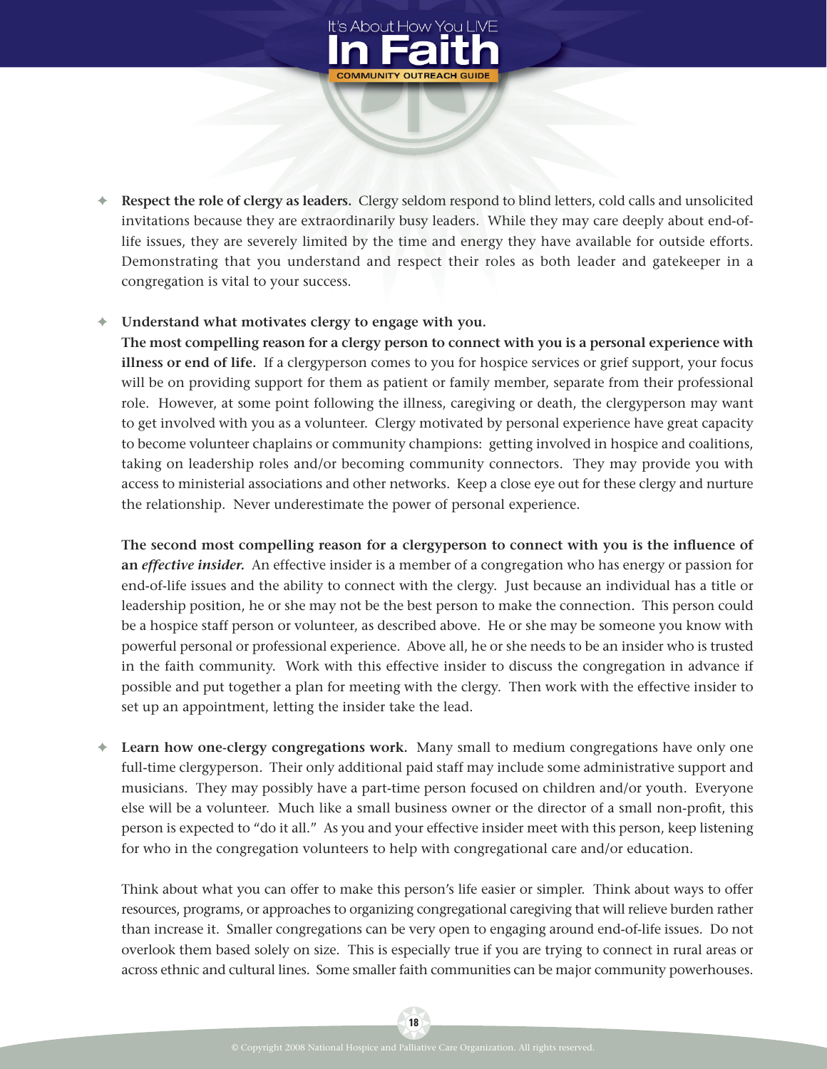- **Respect the role of clergy as leaders.** Clergy seldom respond to blind letters, cold calls and unsolicited invitations because they are extraordinarily busy leaders. While they may care deeply about end-of-life issues, they are severely limited by the time and energy they have available for outside efforts. Demonstrating that you understand and respect their roles as both leader and gatekeeper in a congregation is vital to your success.

- **Understand what motivates clergy to engage with you.**
  **The most compelling reason for a clergy person to connect with you is a personal experience with illness or end of life.** If a clergyperson comes to you for hospice services or grief support, your focus will be on providing support for them as patient or family member, separate from their professional role. However, at some point following the illness, caregiving or death, the clergyperson may want to get involved with you as a volunteer. Clergy motivated by personal experience have great capacity to become volunteer chaplains or community champions: getting involved in hospice and coalitions, taking on leadership roles and/or becoming community connectors. They may provide you with access to ministerial associations and other networks. Keep a close eye out for these clergy and nurture the relationship. Never underestimate the power of personal experience.

  **The second most compelling reason for a clergyperson to connect with you is the influence of an *effective insider.*** An effective insider is a member of a congregation who has energy or passion for end-of-life issues and the ability to connect with the clergy. Just because an individual has a title or leadership position, he or she may not be the best person to make the connection. This person could be a hospice staff person or volunteer, as described above. He or she may be someone you know with powerful personal or professional experience. Above all, he or she needs to be an insider who is trusted in the faith community. Work with this effective insider to discuss the congregation in advance if possible and put together a plan for meeting with the clergy. Then work with the effective insider to set up an appointment, letting the insider take the lead.

- **Learn how one-clergy congregations work.** Many small to medium congregations have only one full-time clergyperson. Their only additional paid staff may include some administrative support and musicians. They may possibly have a part-time person focused on children and/or youth. Everyone else will be a volunteer. Much like a small business owner or the director of a small non-profit, this person is expected to "do it all." As you and your effective insider meet with this person, keep listening for who in the congregation volunteers to help with congregational care and/or education.

  Think about what you can offer to make this person's life easier or simpler. Think about ways to offer resources, programs, or approaches to organizing congregational caregiving that will relieve burden rather than increase it. Smaller congregations can be very open to engaging around end-of-life issues. Do not overlook them based solely on size. This is especially true if you are trying to connect in rural areas or across ethnic and cultural lines. Some smaller faith communities can be major community powerhouses.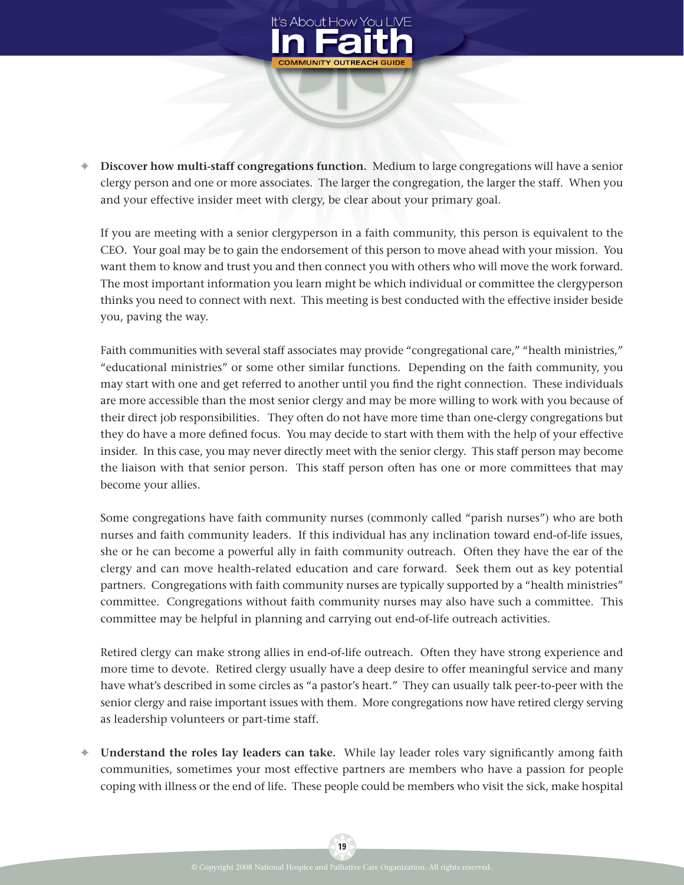- **Discover how multi-staff congregations function.** Medium to large congregations will have a senior clergy person and one or more associates. The larger the congregation, the larger the staff. When you and your effective insider meet with clergy, be clear about your primary goal.

  If you are meeting with a senior clergyperson in a faith community, this person is equivalent to the CEO. Your goal may be to gain the endorsement of this person to move ahead with your mission. You want them to know and trust you and then connect you with others who will move the work forward. The most important information you learn might be which individual or committee the clergyperson thinks you need to connect with next. This meeting is best conducted with the effective insider beside you, paving the way.

  Faith communities with several staff associates may provide "congregational care," "health ministries," "educational ministries" or some other similar functions. Depending on the faith community, you may start with one and get referred to another until you find the right connection. These individuals are more accessible than the most senior clergy and may be more willing to work with you because of their direct job responsibilities. They often do not have more time than one-clergy congregations but they do have a more defined focus. You may decide to start with them with the help of your effective insider. In this case, you may never directly meet with the senior clergy. This staff person may become the liaison with that senior person. This staff person often has one or more committees that may become your allies.

  Some congregations have faith community nurses (commonly called "parish nurses") who are both nurses and faith community leaders. If this individual has any inclination toward end-of-life issues, she or he can become a powerful ally in faith community outreach. Often they have the ear of the clergy and can move health-related education and care forward. Seek them out as key potential partners. Congregations with faith community nurses are typically supported by a "health ministries" committee. Congregations without faith community nurses may also have such a committee. This committee may be helpful in planning and carrying out end-of-life outreach activities.

  Retired clergy can make strong allies in end-of-life outreach. Often they have strong experience and more time to devote. Retired clergy usually have a deep desire to offer meaningful service and many have what's described in some circles as "a pastor's heart." They can usually talk peer-to-peer with the senior clergy and raise important issues with them. More congregations now have retired clergy serving as leadership volunteers or part-time staff.

- **Understand the roles lay leaders can take.** While lay leader roles vary significantly among faith communities, sometimes your most effective partners are members who have a passion for people coping with illness or the end of life. These people could be members who visit the sick, make hospital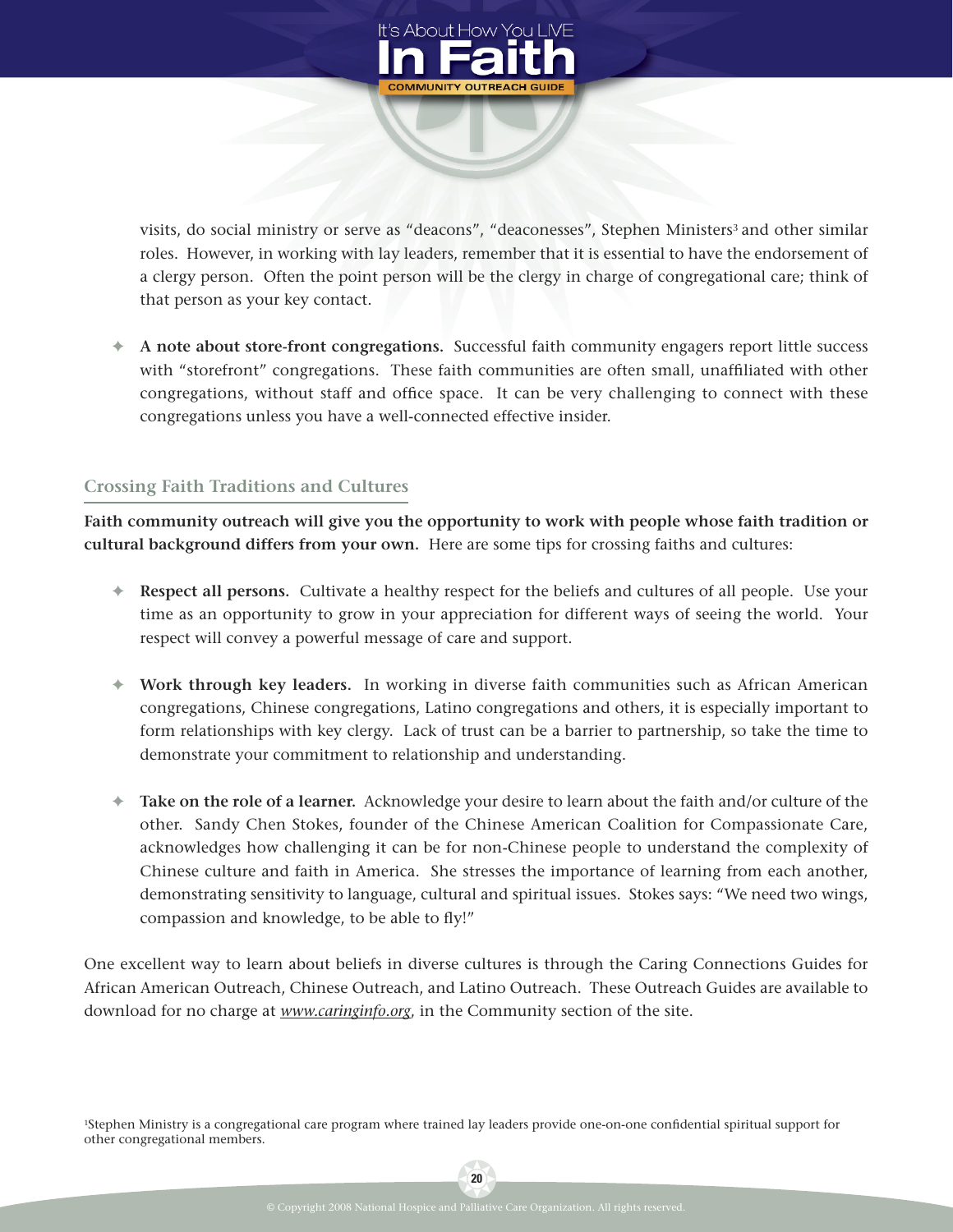visits, do social ministry or serve as "deacons", "deaconesses", Stephen Ministers[3] and other similar roles. However, in working with lay leaders, remember that it is essential to have the endorsement of a clergy person. Often the point person will be the clergy in charge of congregational care; think of that person as your key contact.

- **A note about store-front congregations.** Successful faith community engagers report little success with "storefront" congregations. These faith communities are often small, unaffiliated with other congregations, without staff and office space. It can be very challenging to connect with these congregations unless you have a well-connected effective insider.

## Crossing Faith Traditions and Cultures

**Faith community outreach will give you the opportunity to work with people whose faith tradition or cultural background differs from your own.** Here are some tips for crossing faiths and cultures:

- **Respect all persons.** Cultivate a healthy respect for the beliefs and cultures of all people. Use your time as an opportunity to grow in your appreciation for different ways of seeing the world. Your respect will convey a powerful message of care and support.

- **Work through key leaders.** In working in diverse faith communities such as African American congregations, Chinese congregations, Latino congregations and others, it is especially important to form relationships with key clergy. Lack of trust can be a barrier to partnership, so take the time to demonstrate your commitment to relationship and understanding.

- **Take on the role of a learner.** Acknowledge your desire to learn about the faith and/or culture of the other. Sandy Chen Stokes, founder of the Chinese American Coalition for Compassionate Care, acknowledges how challenging it can be for non-Chinese people to understand the complexity of Chinese culture and faith in America. She stresses the importance of learning from each another, demonstrating sensitivity to language, cultural and spiritual issues. Stokes says: "We need two wings, compassion and knowledge, to be able to fly!"

One excellent way to learn about beliefs in diverse cultures is through the Caring Connections Guides for African American Outreach, Chinese Outreach, and Latino Outreach. These Outreach Guides are available to download for no charge at *www.caringinfo.org*, in the Community section of the site.

[3]Stephen Ministry is a congregational care program where trained lay leaders provide one-on-one confidential spiritual support for other congregational members.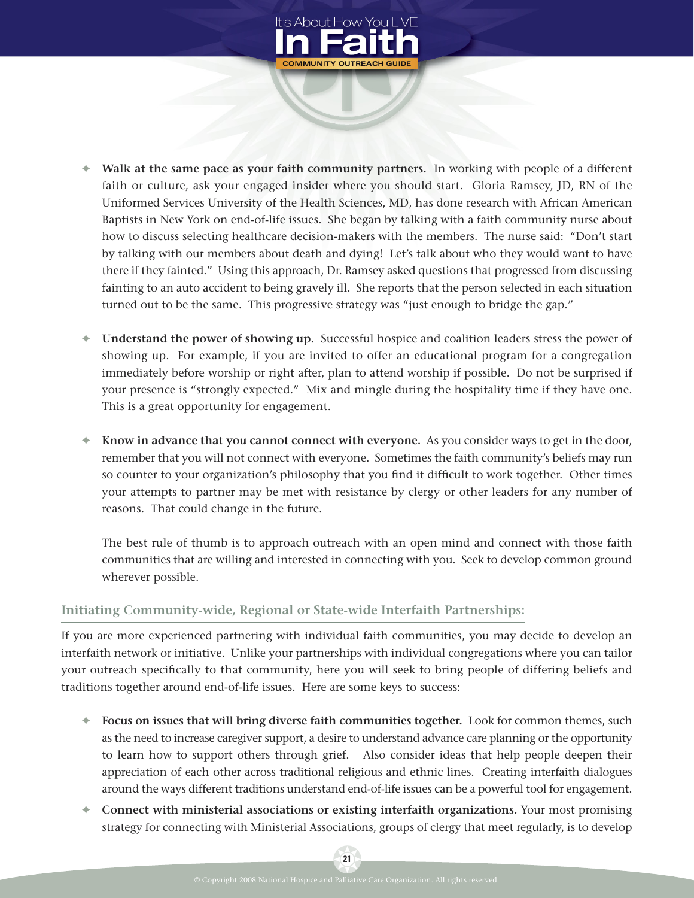- **Walk at the same pace as your faith community partners.** In working with people of a different faith or culture, ask your engaged insider where you should start. Gloria Ramsey, JD, RN of the Uniformed Services University of the Health Sciences, MD, has done research with African American Baptists in New York on end-of-life issues. She began by talking with a faith community nurse about how to discuss selecting healthcare decision-makers with the members. The nurse said: "Don't start by talking with our members about death and dying! Let's talk about who they would want to have there if they fainted." Using this approach, Dr. Ramsey asked questions that progressed from discussing fainting to an auto accident to being gravely ill. She reports that the person selected in each situation turned out to be the same. This progressive strategy was "just enough to bridge the gap."

- **Understand the power of showing up.** Successful hospice and coalition leaders stress the power of showing up. For example, if you are invited to offer an educational program for a congregation immediately before worship or right after, plan to attend worship if possible. Do not be surprised if your presence is "strongly expected." Mix and mingle during the hospitality time if they have one. This is a great opportunity for engagement.

- **Know in advance that you cannot connect with everyone.** As you consider ways to get in the door, remember that you will not connect with everyone. Sometimes the faith community's beliefs may run so counter to your organization's philosophy that you find it difficult to work together. Other times your attempts to partner may be met with resistance by clergy or other leaders for any number of reasons. That could change in the future.

  The best rule of thumb is to approach outreach with an open mind and connect with those faith communities that are willing and interested in connecting with you. Seek to develop common ground wherever possible.

## Initiating Community-wide, Regional or State-wide Interfaith Partnerships:

If you are more experienced partnering with individual faith communities, you may decide to develop an interfaith network or initiative. Unlike your partnerships with individual congregations where you can tailor your outreach specifically to that community, here you will seek to bring people of differing beliefs and traditions together around end-of-life issues. Here are some keys to success:

- **Focus on issues that will bring diverse faith communities together.** Look for common themes, such as the need to increase caregiver support, a desire to understand advance care planning or the opportunity to learn how to support others through grief. Also consider ideas that help people deepen their appreciation of each other across traditional religious and ethnic lines. Creating interfaith dialogues around the ways different traditions understand end-of-life issues can be a powerful tool for engagement.
- **Connect with ministerial associations or existing interfaith organizations.** Your most promising strategy for connecting with Ministerial Associations, groups of clergy that meet regularly, is to develop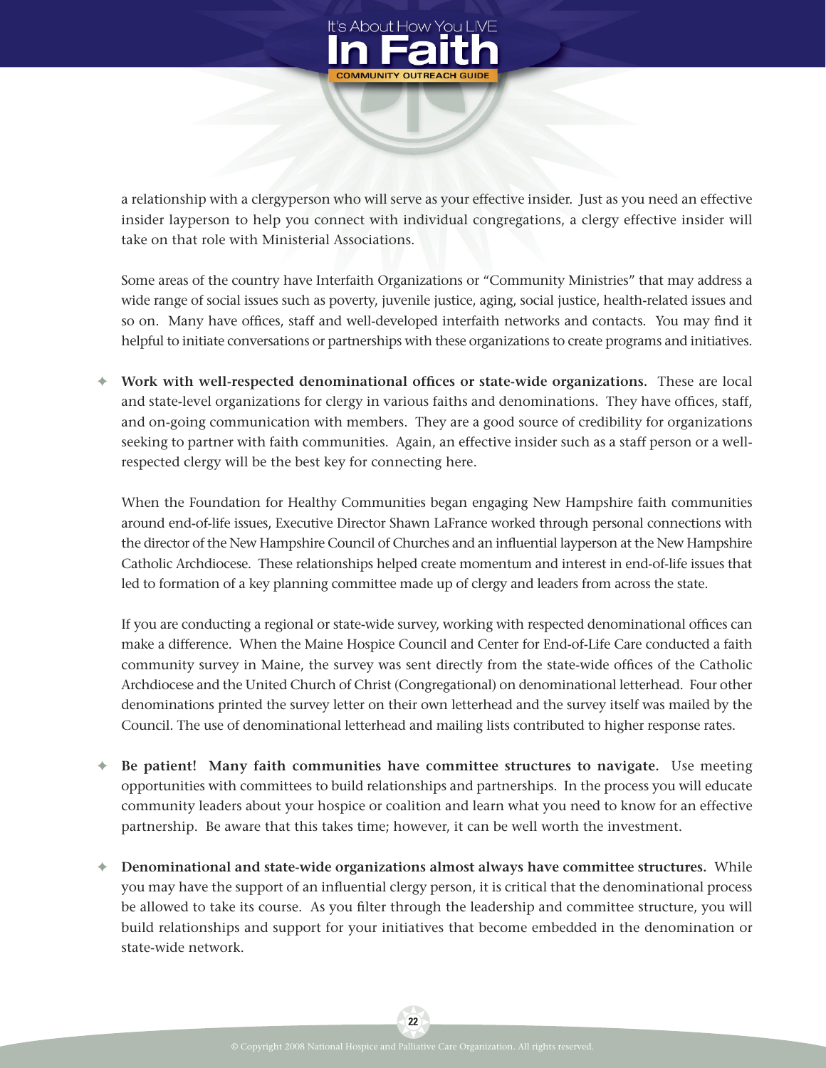a relationship with a clergyperson who will serve as your effective insider. Just as you need an effective insider layperson to help you connect with individual congregations, a clergy effective insider will take on that role with Ministerial Associations.

Some areas of the country have Interfaith Organizations or "Community Ministries" that may address a wide range of social issues such as poverty, juvenile justice, aging, social justice, health-related issues and so on. Many have offices, staff and well-developed interfaith networks and contacts. You may find it helpful to initiate conversations or partnerships with these organizations to create programs and initiatives.

- **Work with well-respected denominational offices or state-wide organizations.** These are local and state-level organizations for clergy in various faiths and denominations. They have offices, staff, and on-going communication with members. They are a good source of credibility for organizations seeking to partner with faith communities. Again, an effective insider such as a staff person or a well-respected clergy will be the best key for connecting here.

  When the Foundation for Healthy Communities began engaging New Hampshire faith communities around end-of-life issues, Executive Director Shawn LaFrance worked through personal connections with the director of the New Hampshire Council of Churches and an influential layperson at the New Hampshire Catholic Archdiocese. These relationships helped create momentum and interest in end-of-life issues that led to formation of a key planning committee made up of clergy and leaders from across the state.

  If you are conducting a regional or state-wide survey, working with respected denominational offices can make a difference. When the Maine Hospice Council and Center for End-of-Life Care conducted a faith community survey in Maine, the survey was sent directly from the state-wide offices of the Catholic Archdiocese and the United Church of Christ (Congregational) on denominational letterhead. Four other denominations printed the survey letter on their own letterhead and the survey itself was mailed by the Council. The use of denominational letterhead and mailing lists contributed to higher response rates.

- **Be patient! Many faith communities have committee structures to navigate.** Use meeting opportunities with committees to build relationships and partnerships. In the process you will educate community leaders about your hospice or coalition and learn what you need to know for an effective partnership. Be aware that this takes time; however, it can be well worth the investment.

- **Denominational and state-wide organizations almost always have committee structures.** While you may have the support of an influential clergy person, it is critical that the denominational process be allowed to take its course. As you filter through the leadership and committee structure, you will build relationships and support for your initiatives that become embedded in the denomination or state-wide network.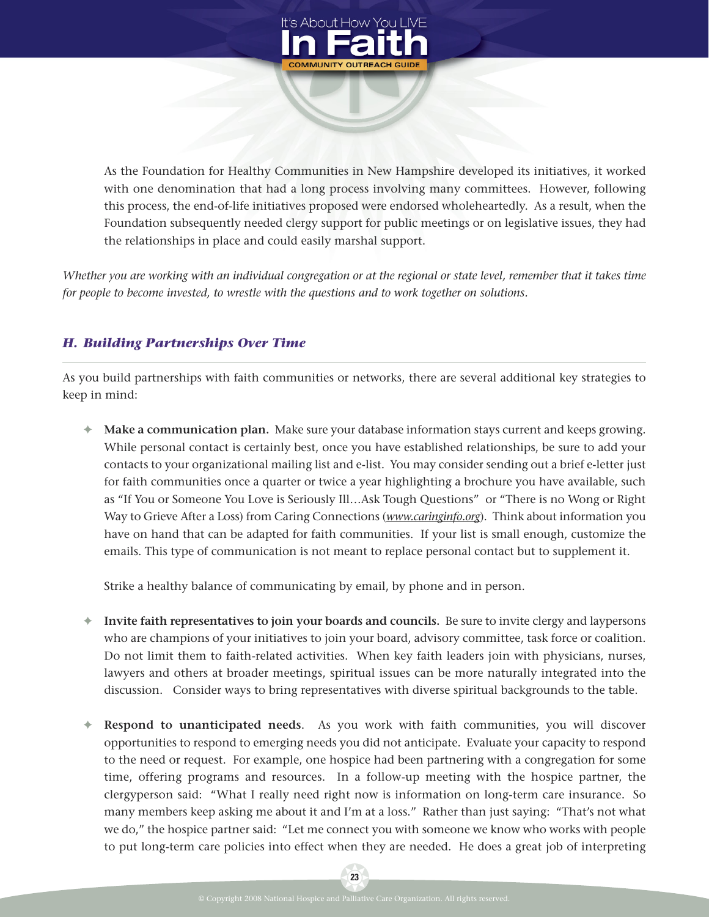As the Foundation for Healthy Communities in New Hampshire developed its initiatives, it worked with one denomination that had a long process involving many committees. However, following this process, the end-of-life initiatives proposed were endorsed wholeheartedly. As a result, when the Foundation subsequently needed clergy support for public meetings or on legislative issues, they had the relationships in place and could easily marshal support.

*Whether you are working with an individual congregation or at the regional or state level, remember that it takes time for people to become invested, to wrestle with the questions and to work together on solutions.*

### *H. Building Partnerships Over Time*

As you build partnerships with faith communities or networks, there are several additional key strategies to keep in mind:

- **Make a communication plan.** Make sure your database information stays current and keeps growing. While personal contact is certainly best, once you have established relationships, be sure to add your contacts to your organizational mailing list and e-list. You may consider sending out a brief e-letter just for faith communities once a quarter or twice a year highlighting a brochure you have available, such as "If You or Someone You Love is Seriously Ill…Ask Tough Questions" or "There is no Wong or Right Way to Grieve After a Loss) from Caring Connections (*www.caringinfo.org*). Think about information you have on hand that can be adapted for faith communities. If your list is small enough, customize the emails. This type of communication is not meant to replace personal contact but to supplement it.

  Strike a healthy balance of communicating by email, by phone and in person.

- **Invite faith representatives to join your boards and councils.** Be sure to invite clergy and laypersons who are champions of your initiatives to join your board, advisory committee, task force or coalition. Do not limit them to faith-related activities. When key faith leaders join with physicians, nurses, lawyers and others at broader meetings, spiritual issues can be more naturally integrated into the discussion. Consider ways to bring representatives with diverse spiritual backgrounds to the table.

- **Respond to unanticipated needs**. As you work with faith communities, you will discover opportunities to respond to emerging needs you did not anticipate. Evaluate your capacity to respond to the need or request. For example, one hospice had been partnering with a congregation for some time, offering programs and resources. In a follow-up meeting with the hospice partner, the clergyperson said: "What I really need right now is information on long-term care insurance. So many members keep asking me about it and I'm at a loss." Rather than just saying: "That's not what we do," the hospice partner said: "Let me connect you with someone we know who works with people to put long-term care policies into effect when they are needed. He does a great job of interpreting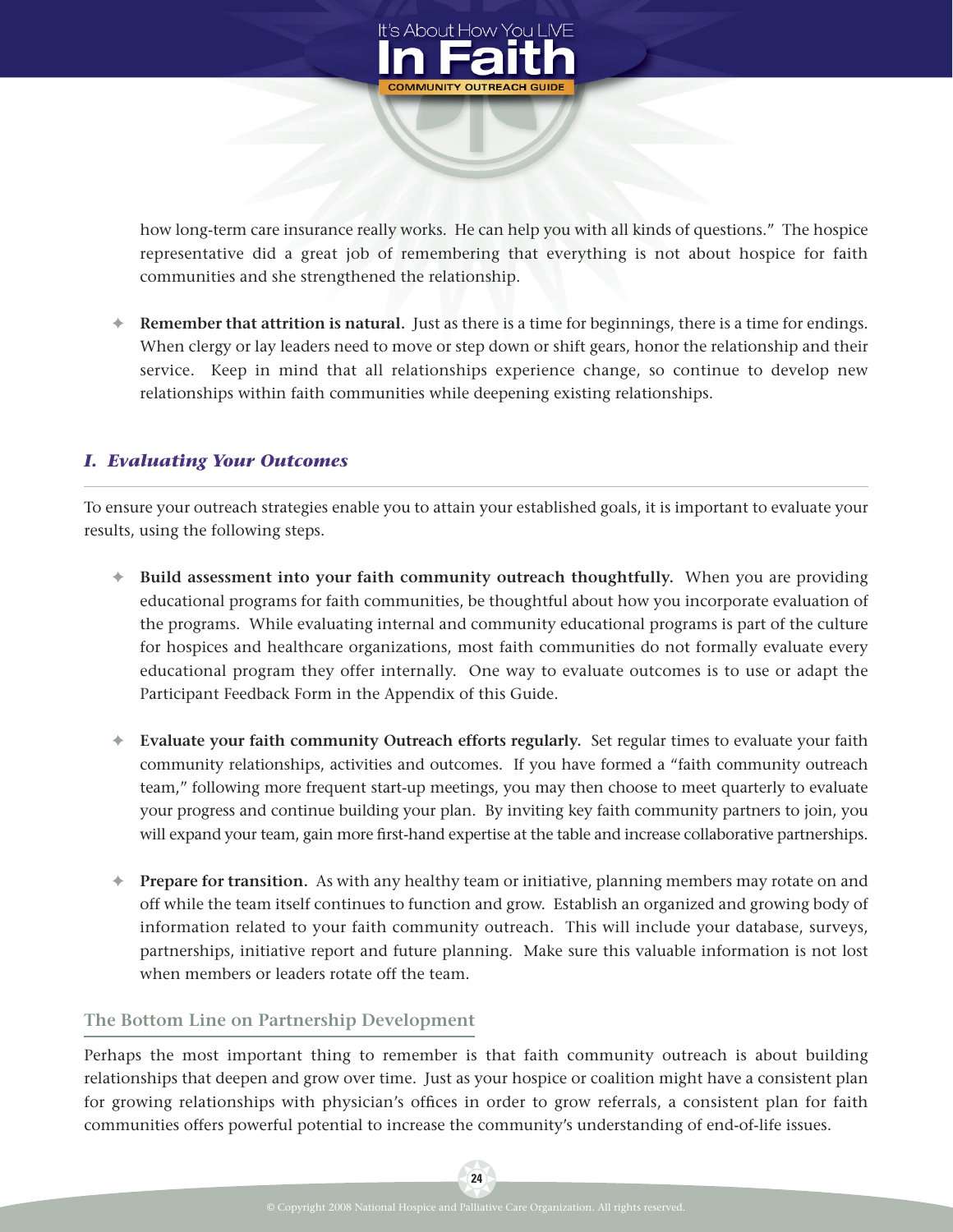how long-term care insurance really works. He can help you with all kinds of questions." The hospice representative did a great job of remembering that everything is not about hospice for faith communities and she strengthened the relationship.

- **Remember that attrition is natural.** Just as there is a time for beginnings, there is a time for endings. When clergy or lay leaders need to move or step down or shift gears, honor the relationship and their service. Keep in mind that all relationships experience change, so continue to develop new relationships within faith communities while deepening existing relationships.

### *I. Evaluating Your Outcomes*

To ensure your outreach strategies enable you to attain your established goals, it is important to evaluate your results, using the following steps.

- **Build assessment into your faith community outreach thoughtfully.** When you are providing educational programs for faith communities, be thoughtful about how you incorporate evaluation of the programs. While evaluating internal and community educational programs is part of the culture for hospices and healthcare organizations, most faith communities do not formally evaluate every educational program they offer internally. One way to evaluate outcomes is to use or adapt the Participant Feedback Form in the Appendix of this Guide.

- **Evaluate your faith community Outreach efforts regularly.** Set regular times to evaluate your faith community relationships, activities and outcomes. If you have formed a "faith community outreach team," following more frequent start-up meetings, you may then choose to meet quarterly to evaluate your progress and continue building your plan. By inviting key faith community partners to join, you will expand your team, gain more first-hand expertise at the table and increase collaborative partnerships.

- **Prepare for transition.** As with any healthy team or initiative, planning members may rotate on and off while the team itself continues to function and grow. Establish an organized and growing body of information related to your faith community outreach. This will include your database, surveys, partnerships, initiative report and future planning. Make sure this valuable information is not lost when members or leaders rotate off the team.

### The Bottom Line on Partnership Development

Perhaps the most important thing to remember is that faith community outreach is about building relationships that deepen and grow over time. Just as your hospice or coalition might have a consistent plan for growing relationships with physician's offices in order to grow referrals, a consistent plan for faith communities offers powerful potential to increase the community's understanding of end-of-life issues.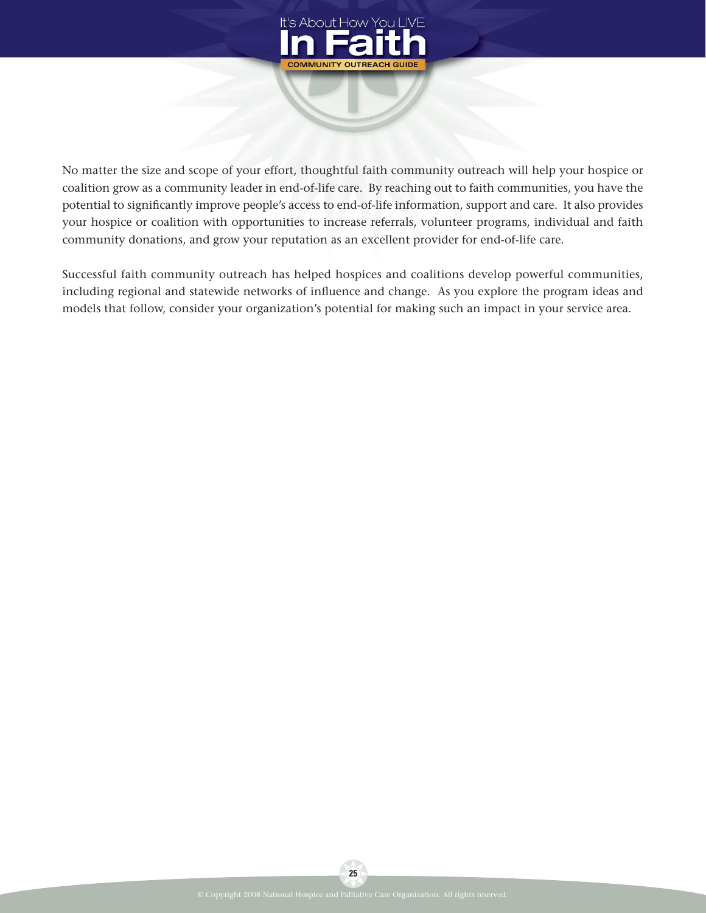No matter the size and scope of your effort, thoughtful faith community outreach will help your hospice or coalition grow as a community leader in end-of-life care. By reaching out to faith communities, you have the potential to significantly improve people's access to end-of-life information, support and care. It also provides your hospice or coalition with opportunities to increase referrals, volunteer programs, individual and faith community donations, and grow your reputation as an excellent provider for end-of-life care.

Successful faith community outreach has helped hospices and coalitions develop powerful communities, including regional and statewide networks of influence and change. As you explore the program ideas and models that follow, consider your organization's potential for making such an impact in your service area.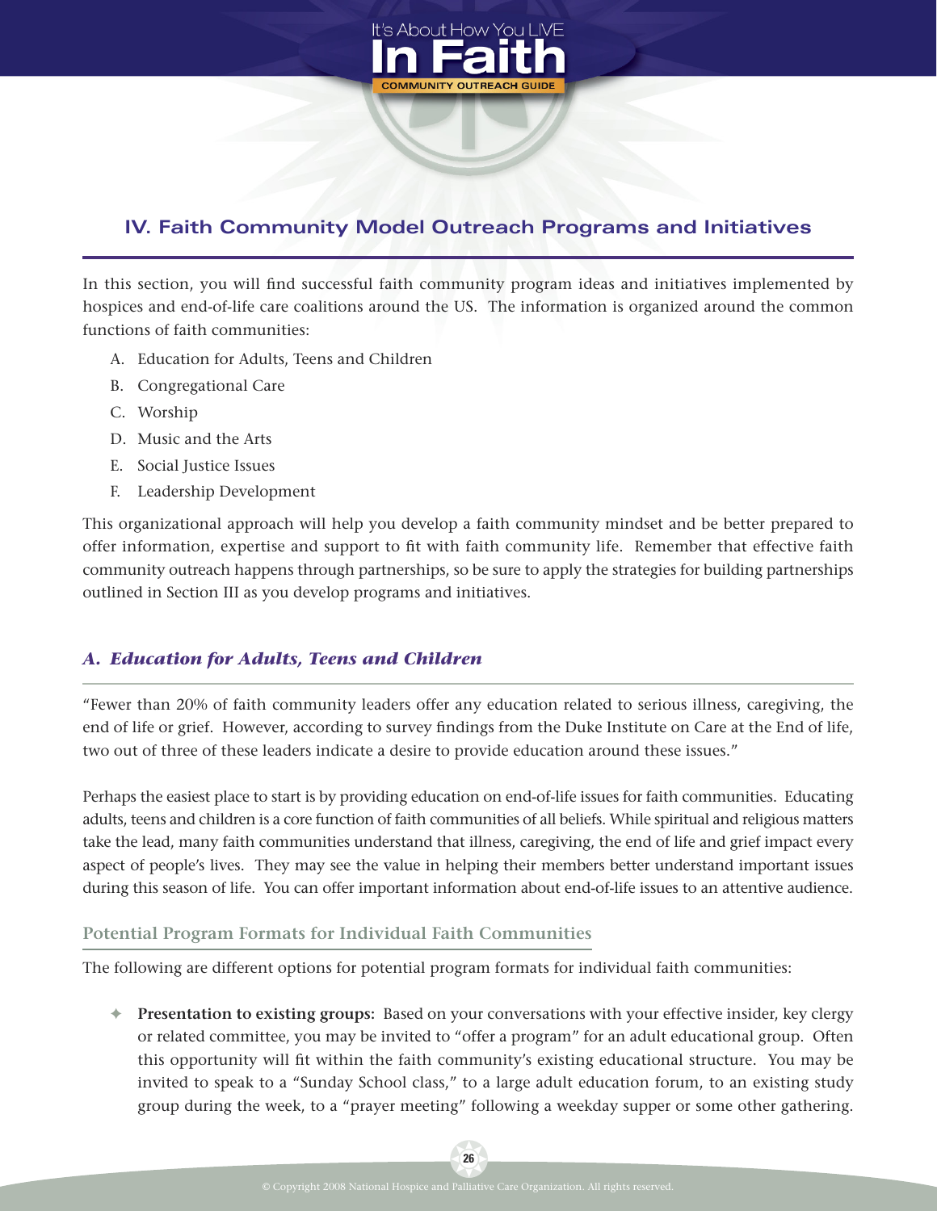## IV. Faith Community Model Outreach Programs and Initiatives

In this section, you will find successful faith community program ideas and initiatives implemented by hospices and end-of-life care coalitions around the US. The information is organized around the common functions of faith communities:

A. Education for Adults, Teens and Children
B. Congregational Care
C. Worship
D. Music and the Arts
E. Social Justice Issues
F. Leadership Development

This organizational approach will help you develop a faith community mindset and be better prepared to offer information, expertise and support to fit with faith community life. Remember that effective faith community outreach happens through partnerships, so be sure to apply the strategies for building partnerships outlined in Section III as you develop programs and initiatives.

### *A. Education for Adults, Teens and Children*

"Fewer than 20% of faith community leaders offer any education related to serious illness, caregiving, the end of life or grief. However, according to survey findings from the Duke Institute on Care at the End of life, two out of three of these leaders indicate a desire to provide education around these issues."

Perhaps the easiest place to start is by providing education on end-of-life issues for faith communities. Educating adults, teens and children is a core function of faith communities of all beliefs. While spiritual and religious matters take the lead, many faith communities understand that illness, caregiving, the end of life and grief impact every aspect of people's lives. They may see the value in helping their members better understand important issues during this season of life. You can offer important information about end-of-life issues to an attentive audience.

#### Potential Program Formats for Individual Faith Communities

The following are different options for potential program formats for individual faith communities:

- **Presentation to existing groups:** Based on your conversations with your effective insider, key clergy or related committee, you may be invited to "offer a program" for an adult educational group. Often this opportunity will fit within the faith community's existing educational structure. You may be invited to speak to a "Sunday School class," to a large adult education forum, to an existing study group during the week, to a "prayer meeting" following a weekday supper or some other gathering.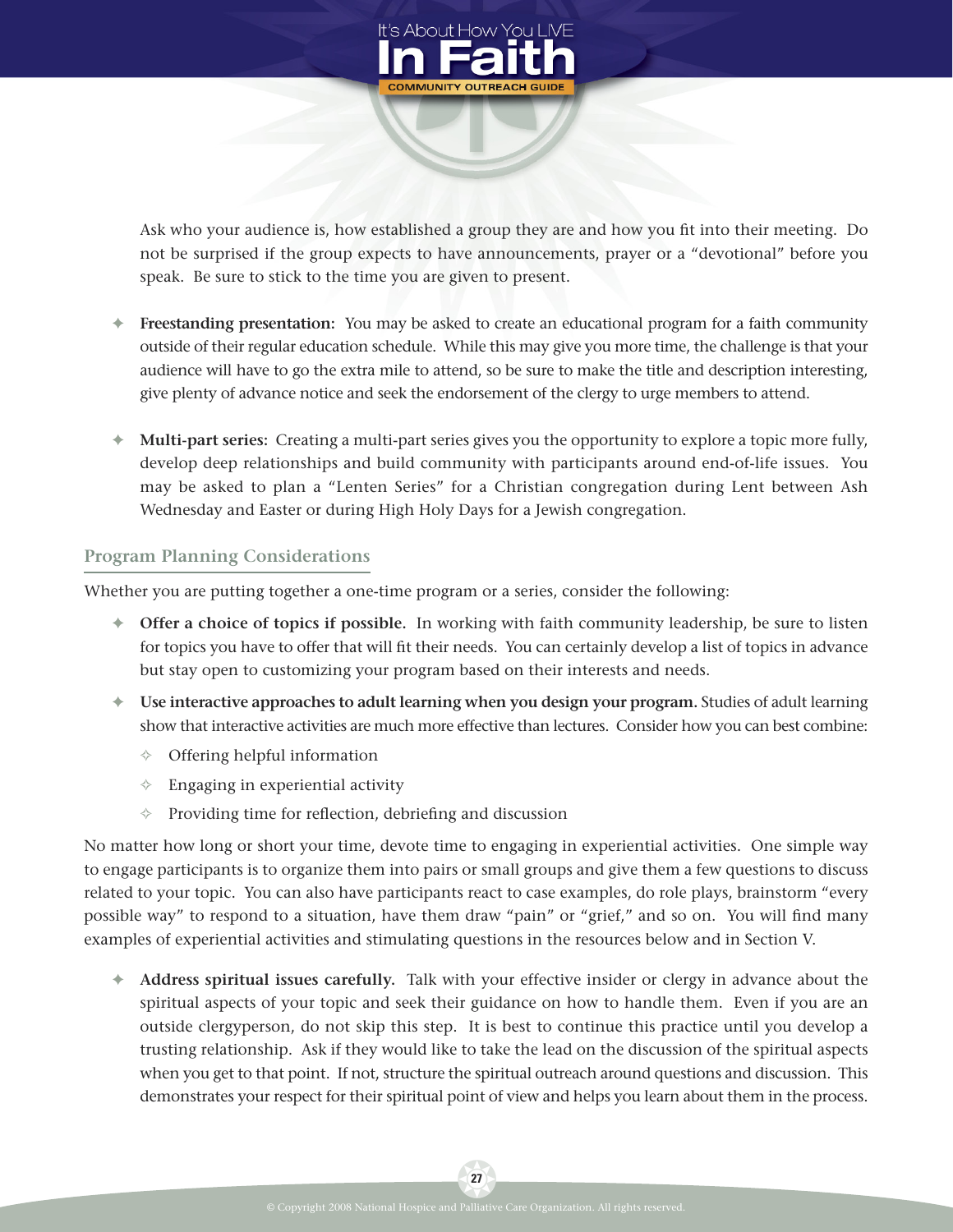Ask who your audience is, how established a group they are and how you fit into their meeting. Do not be surprised if the group expects to have announcements, prayer or a "devotional" before you speak. Be sure to stick to the time you are given to present.

- **Freestanding presentation:** You may be asked to create an educational program for a faith community outside of their regular education schedule. While this may give you more time, the challenge is that your audience will have to go the extra mile to attend, so be sure to make the title and description interesting, give plenty of advance notice and seek the endorsement of the clergy to urge members to attend.

- **Multi-part series:** Creating a multi-part series gives you the opportunity to explore a topic more fully, develop deep relationships and build community with participants around end-of-life issues. You may be asked to plan a "Lenten Series" for a Christian congregation during Lent between Ash Wednesday and Easter or during High Holy Days for a Jewish congregation.

## Program Planning Considerations

Whether you are putting together a one-time program or a series, consider the following:

- **Offer a choice of topics if possible.** In working with faith community leadership, be sure to listen for topics you have to offer that will fit their needs. You can certainly develop a list of topics in advance but stay open to customizing your program based on their interests and needs.
- **Use interactive approaches to adult learning when you design your program.** Studies of adult learning show that interactive activities are much more effective than lectures. Consider how you can best combine:
  - Offering helpful information
  - Engaging in experiential activity
  - Providing time for reflection, debriefing and discussion

No matter how long or short your time, devote time to engaging in experiential activities. One simple way to engage participants is to organize them into pairs or small groups and give them a few questions to discuss related to your topic. You can also have participants react to case examples, do role plays, brainstorm "every possible way" to respond to a situation, have them draw "pain" or "grief," and so on. You will find many examples of experiential activities and stimulating questions in the resources below and in Section V.

- **Address spiritual issues carefully.** Talk with your effective insider or clergy in advance about the spiritual aspects of your topic and seek their guidance on how to handle them. Even if you are an outside clergyperson, do not skip this step. It is best to continue this practice until you develop a trusting relationship. Ask if they would like to take the lead on the discussion of the spiritual aspects when you get to that point. If not, structure the spiritual outreach around questions and discussion. This demonstrates your respect for their spiritual point of view and helps you learn about them in the process.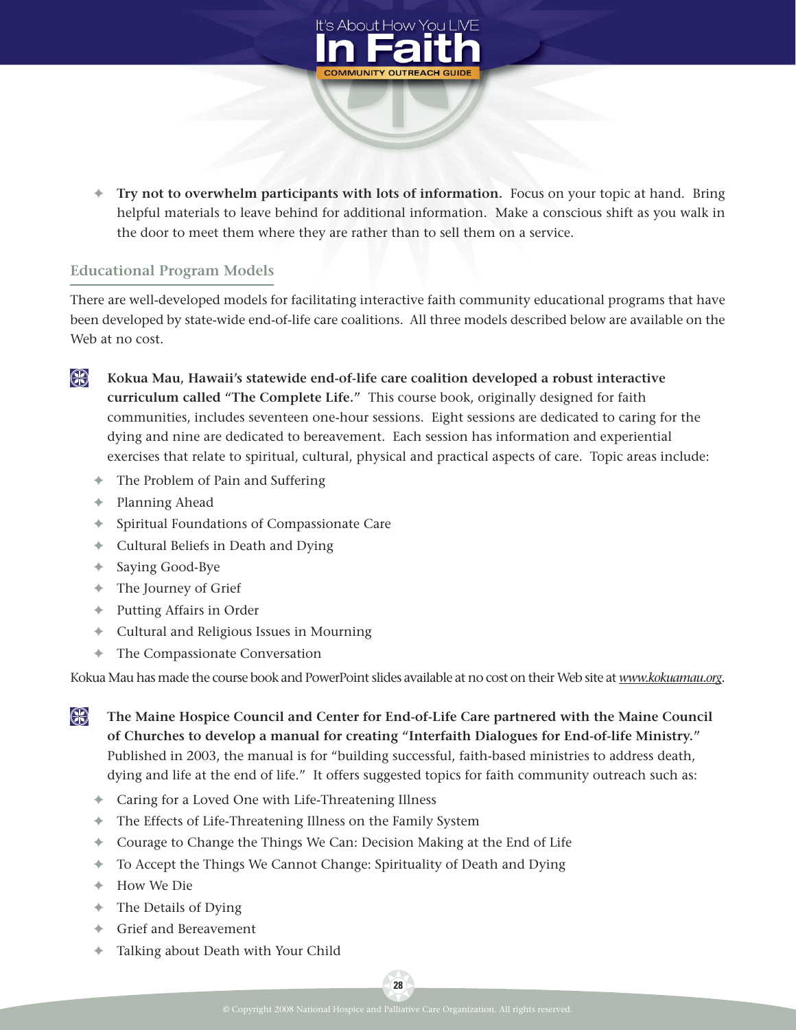- **Try not to overwhelm participants with lots of information.** Focus on your topic at hand. Bring helpful materials to leave behind for additional information. Make a conscious shift as you walk in the door to meet them where they are rather than to sell them on a service.

## Educational Program Models

There are well-developed models for facilitating interactive faith community educational programs that have been developed by state-wide end-of-life care coalitions. All three models described below are available on the Web at no cost.

- **Kokua Mau, Hawaii's statewide end-of-life care coalition developed a robust interactive curriculum called "The Complete Life."** This course book, originally designed for faith communities, includes seventeen one-hour sessions. Eight sessions are dedicated to caring for the dying and nine are dedicated to bereavement. Each session has information and experiential exercises that relate to spiritual, cultural, physical and practical aspects of care. Topic areas include:
  - The Problem of Pain and Suffering
  - Planning Ahead
  - Spiritual Foundations of Compassionate Care
  - Cultural Beliefs in Death and Dying
  - Saying Good-Bye
  - The Journey of Grief
  - Putting Affairs in Order
  - Cultural and Religious Issues in Mourning
  - The Compassionate Conversation

Kokua Mau has made the course book and PowerPoint slides available at no cost on their Web site at *www.kokuamau.org*.

- **The Maine Hospice Council and Center for End-of-Life Care partnered with the Maine Council of Churches to develop a manual for creating "Interfaith Dialogues for End-of-life Ministry."** Published in 2003, the manual is for "building successful, faith-based ministries to address death, dying and life at the end of life." It offers suggested topics for faith community outreach such as:
  - Caring for a Loved One with Life-Threatening Illness
  - The Effects of Life-Threatening Illness on the Family System
  - Courage to Change the Things We Can: Decision Making at the End of Life
  - To Accept the Things We Cannot Change: Spirituality of Death and Dying
  - How We Die
  - The Details of Dying
  - Grief and Bereavement
  - Talking about Death with Your Child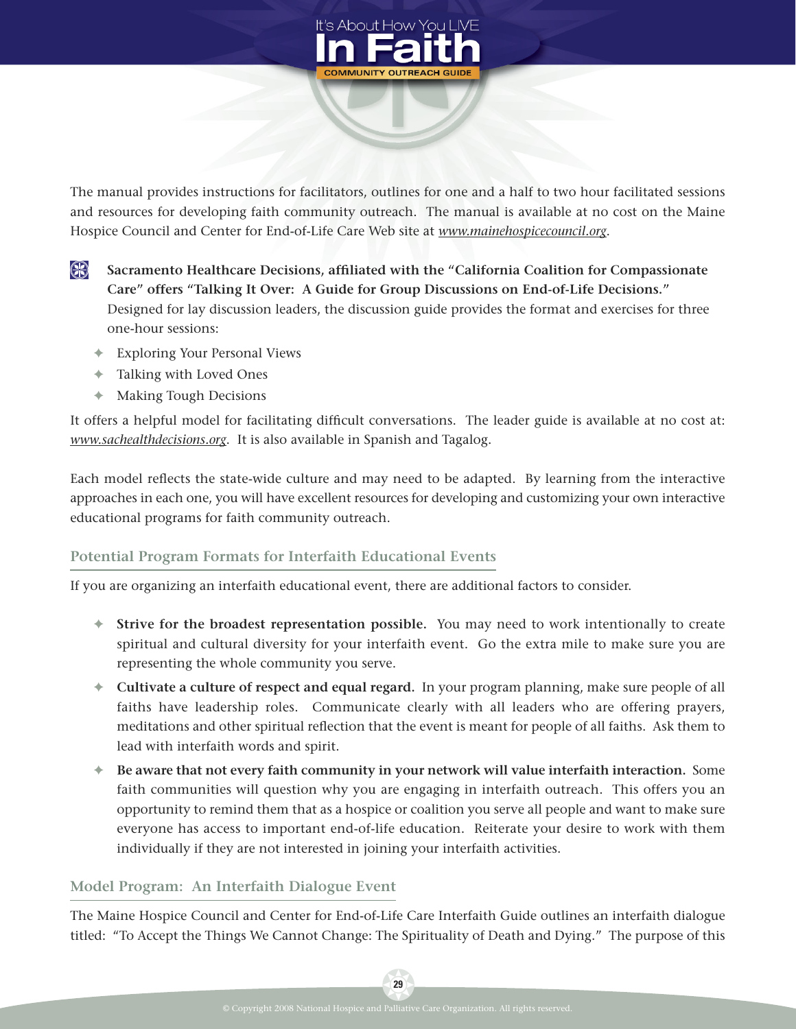The manual provides instructions for facilitators, outlines for one and a half to two hour facilitated sessions and resources for developing faith community outreach. The manual is available at no cost on the Maine Hospice Council and Center for End-of-Life Care Web site at *www.mainehospicecouncil.org*.

- **Sacramento Healthcare Decisions, affiliated with the "California Coalition for Compassionate Care" offers "Talking It Over: A Guide for Group Discussions on End-of-Life Decisions."** Designed for lay discussion leaders, the discussion guide provides the format and exercises for three one-hour sessions:
  - Exploring Your Personal Views
  - Talking with Loved Ones
  - Making Tough Decisions

It offers a helpful model for facilitating difficult conversations. The leader guide is available at no cost at: *www.sachealthdecisions.org*. It is also available in Spanish and Tagalog.

Each model reflects the state-wide culture and may need to be adapted. By learning from the interactive approaches in each one, you will have excellent resources for developing and customizing your own interactive educational programs for faith community outreach.

### Potential Program Formats for Interfaith Educational Events

If you are organizing an interfaith educational event, there are additional factors to consider.

- **Strive for the broadest representation possible.** You may need to work intentionally to create spiritual and cultural diversity for your interfaith event. Go the extra mile to make sure you are representing the whole community you serve.
- **Cultivate a culture of respect and equal regard.** In your program planning, make sure people of all faiths have leadership roles. Communicate clearly with all leaders who are offering prayers, meditations and other spiritual reflection that the event is meant for people of all faiths. Ask them to lead with interfaith words and spirit.
- **Be aware that not every faith community in your network will value interfaith interaction.** Some faith communities will question why you are engaging in interfaith outreach. This offers you an opportunity to remind them that as a hospice or coalition you serve all people and want to make sure everyone has access to important end-of-life education. Reiterate your desire to work with them individually if they are not interested in joining your interfaith activities.

### Model Program: An Interfaith Dialogue Event

The Maine Hospice Council and Center for End-of-Life Care Interfaith Guide outlines an interfaith dialogue titled: "To Accept the Things We Cannot Change: The Spirituality of Death and Dying." The purpose of this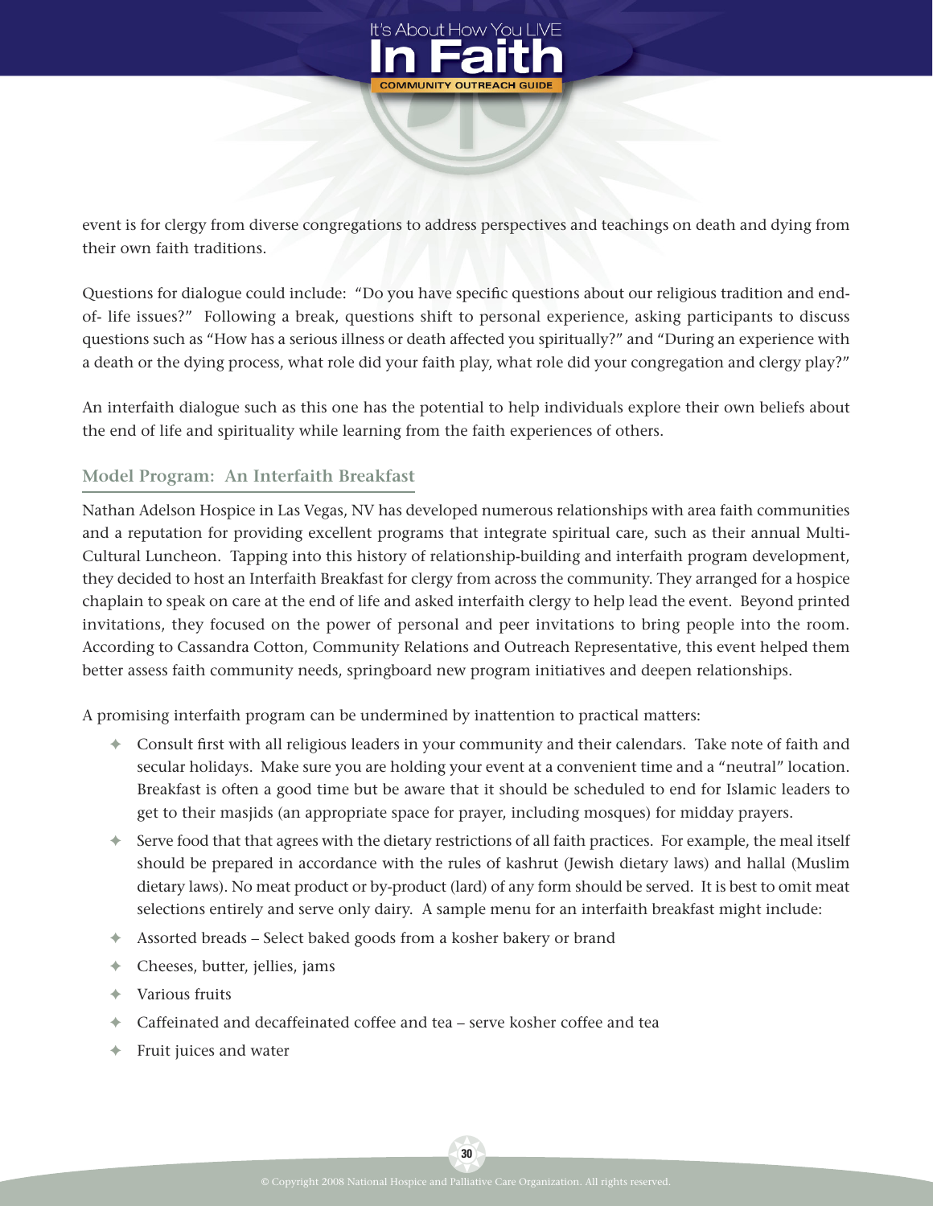event is for clergy from diverse congregations to address perspectives and teachings on death and dying from their own faith traditions.

Questions for dialogue could include: "Do you have specific questions about our religious tradition and end-of- life issues?" Following a break, questions shift to personal experience, asking participants to discuss questions such as "How has a serious illness or death affected you spiritually?" and "During an experience with a death or the dying process, what role did your faith play, what role did your congregation and clergy play?"

An interfaith dialogue such as this one has the potential to help individuals explore their own beliefs about the end of life and spirituality while learning from the faith experiences of others.

## Model Program: An Interfaith Breakfast

Nathan Adelson Hospice in Las Vegas, NV has developed numerous relationships with area faith communities and a reputation for providing excellent programs that integrate spiritual care, such as their annual Multi-Cultural Luncheon. Tapping into this history of relationship-building and interfaith program development, they decided to host an Interfaith Breakfast for clergy from across the community. They arranged for a hospice chaplain to speak on care at the end of life and asked interfaith clergy to help lead the event. Beyond printed invitations, they focused on the power of personal and peer invitations to bring people into the room. According to Cassandra Cotton, Community Relations and Outreach Representative, this event helped them better assess faith community needs, springboard new program initiatives and deepen relationships.

A promising interfaith program can be undermined by inattention to practical matters:

- Consult first with all religious leaders in your community and their calendars. Take note of faith and secular holidays. Make sure you are holding your event at a convenient time and a "neutral" location. Breakfast is often a good time but be aware that it should be scheduled to end for Islamic leaders to get to their masjids (an appropriate space for prayer, including mosques) for midday prayers.
- Serve food that that agrees with the dietary restrictions of all faith practices. For example, the meal itself should be prepared in accordance with the rules of kashrut (Jewish dietary laws) and hallal (Muslim dietary laws). No meat product or by-product (lard) of any form should be served. It is best to omit meat selections entirely and serve only dairy. A sample menu for an interfaith breakfast might include:
- Assorted breads – Select baked goods from a kosher bakery or brand
- Cheeses, butter, jellies, jams
- Various fruits
- Caffeinated and decaffeinated coffee and tea – serve kosher coffee and tea
- Fruit juices and water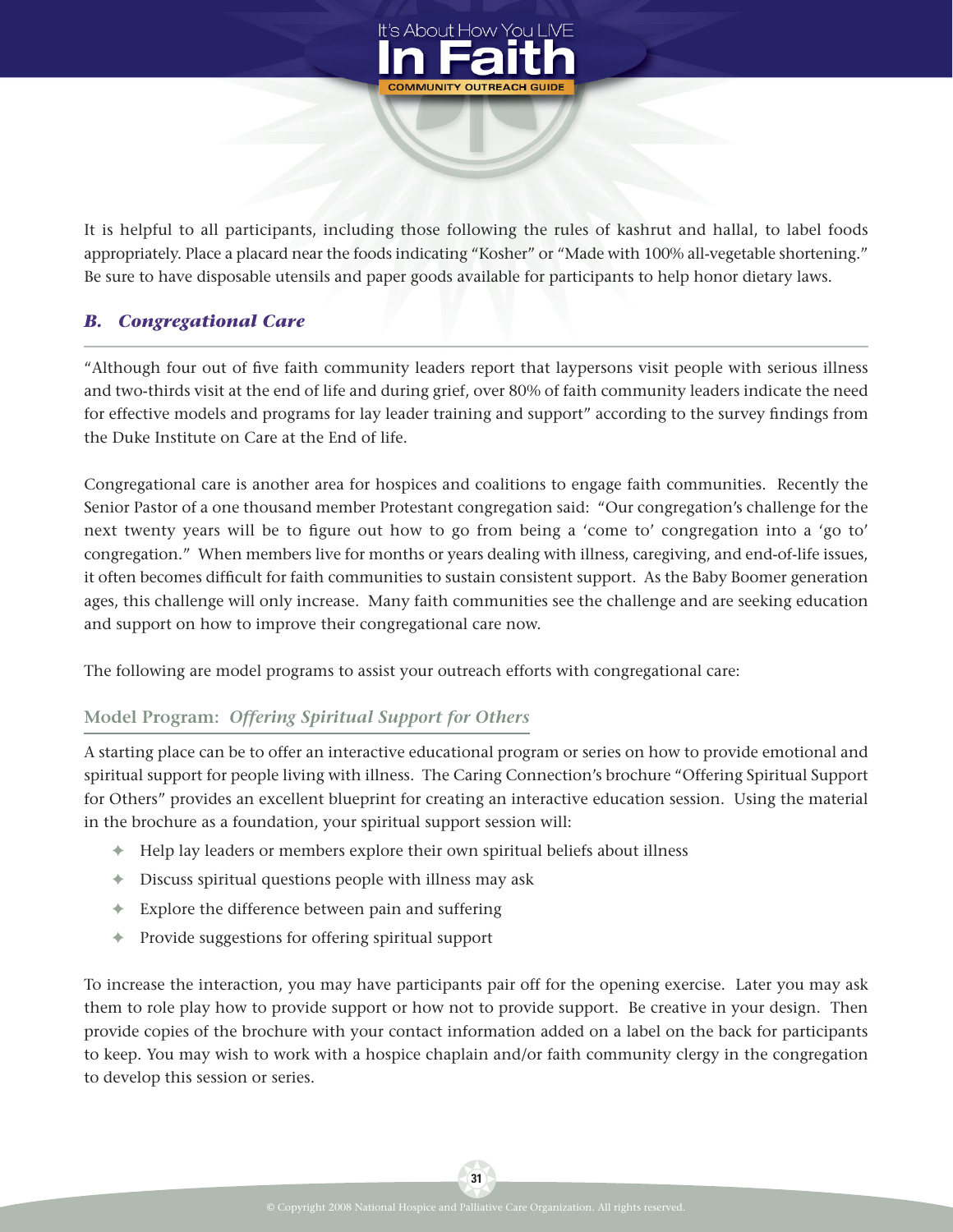It is helpful to all participants, including those following the rules of kashrut and hallal, to label foods appropriately. Place a placard near the foods indicating "Kosher" or "Made with 100% all-vegetable shortening." Be sure to have disposable utensils and paper goods available for participants to help honor dietary laws.

## *B. Congregational Care*

"Although four out of five faith community leaders report that laypersons visit people with serious illness and two-thirds visit at the end of life and during grief, over 80% of faith community leaders indicate the need for effective models and programs for lay leader training and support" according to the survey findings from the Duke Institute on Care at the End of life.

Congregational care is another area for hospices and coalitions to engage faith communities. Recently the Senior Pastor of a one thousand member Protestant congregation said: "Our congregation's challenge for the next twenty years will be to figure out how to go from being a 'come to' congregation into a 'go to' congregation." When members live for months or years dealing with illness, caregiving, and end-of-life issues, it often becomes difficult for faith communities to sustain consistent support. As the Baby Boomer generation ages, this challenge will only increase. Many faith communities see the challenge and are seeking education and support on how to improve their congregational care now.

The following are model programs to assist your outreach efforts with congregational care:

### Model Program: *Offering Spiritual Support for Others*

A starting place can be to offer an interactive educational program or series on how to provide emotional and spiritual support for people living with illness. The Caring Connection's brochure "Offering Spiritual Support for Others" provides an excellent blueprint for creating an interactive education session. Using the material in the brochure as a foundation, your spiritual support session will:

- Help lay leaders or members explore their own spiritual beliefs about illness
- Discuss spiritual questions people with illness may ask
- Explore the difference between pain and suffering
- Provide suggestions for offering spiritual support

To increase the interaction, you may have participants pair off for the opening exercise. Later you may ask them to role play how to provide support or how not to provide support. Be creative in your design. Then provide copies of the brochure with your contact information added on a label on the back for participants to keep. You may wish to work with a hospice chaplain and/or faith community clergy in the congregation to develop this session or series.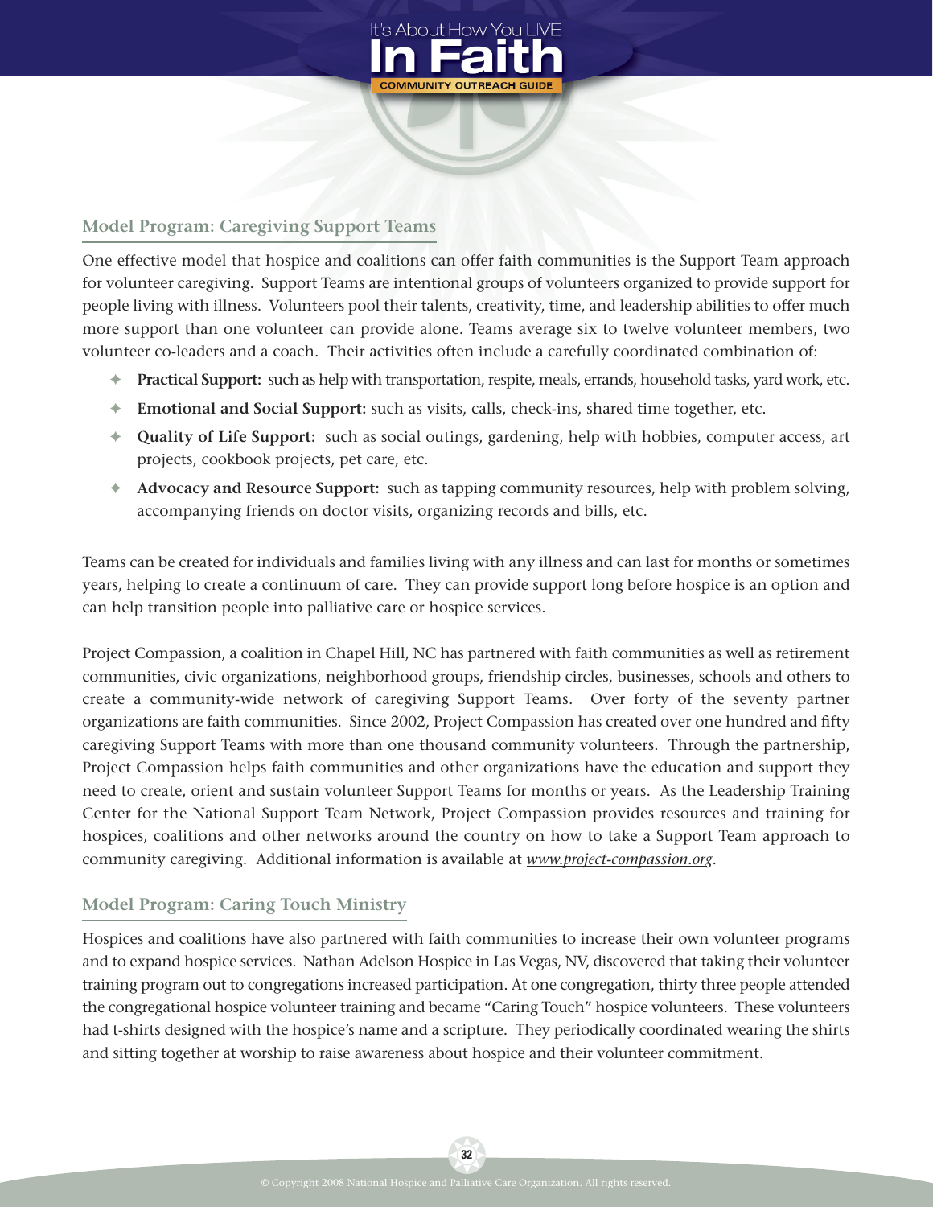## Model Program: Caregiving Support Teams

One effective model that hospice and coalitions can offer faith communities is the Support Team approach for volunteer caregiving. Support Teams are intentional groups of volunteers organized to provide support for people living with illness. Volunteers pool their talents, creativity, time, and leadership abilities to offer much more support than one volunteer can provide alone. Teams average six to twelve volunteer members, two volunteer co-leaders and a coach. Their activities often include a carefully coordinated combination of:

- **Practical Support:** such as help with transportation, respite, meals, errands, household tasks, yard work, etc.
- **Emotional and Social Support:** such as visits, calls, check-ins, shared time together, etc.
- **Quality of Life Support:** such as social outings, gardening, help with hobbies, computer access, art projects, cookbook projects, pet care, etc.
- **Advocacy and Resource Support:** such as tapping community resources, help with problem solving, accompanying friends on doctor visits, organizing records and bills, etc.

Teams can be created for individuals and families living with any illness and can last for months or sometimes years, helping to create a continuum of care. They can provide support long before hospice is an option and can help transition people into palliative care or hospice services.

Project Compassion, a coalition in Chapel Hill, NC has partnered with faith communities as well as retirement communities, civic organizations, neighborhood groups, friendship circles, businesses, schools and others to create a community-wide network of caregiving Support Teams. Over forty of the seventy partner organizations are faith communities. Since 2002, Project Compassion has created over one hundred and fifty caregiving Support Teams with more than one thousand community volunteers. Through the partnership, Project Compassion helps faith communities and other organizations have the education and support they need to create, orient and sustain volunteer Support Teams for months or years. As the Leadership Training Center for the National Support Team Network, Project Compassion provides resources and training for hospices, coalitions and other networks around the country on how to take a Support Team approach to community caregiving. Additional information is available at *www.project-compassion.org*.

## Model Program: Caring Touch Ministry

Hospices and coalitions have also partnered with faith communities to increase their own volunteer programs and to expand hospice services. Nathan Adelson Hospice in Las Vegas, NV, discovered that taking their volunteer training program out to congregations increased participation. At one congregation, thirty three people attended the congregational hospice volunteer training and became "Caring Touch" hospice volunteers. These volunteers had t-shirts designed with the hospice's name and a scripture. They periodically coordinated wearing the shirts and sitting together at worship to raise awareness about hospice and their volunteer commitment.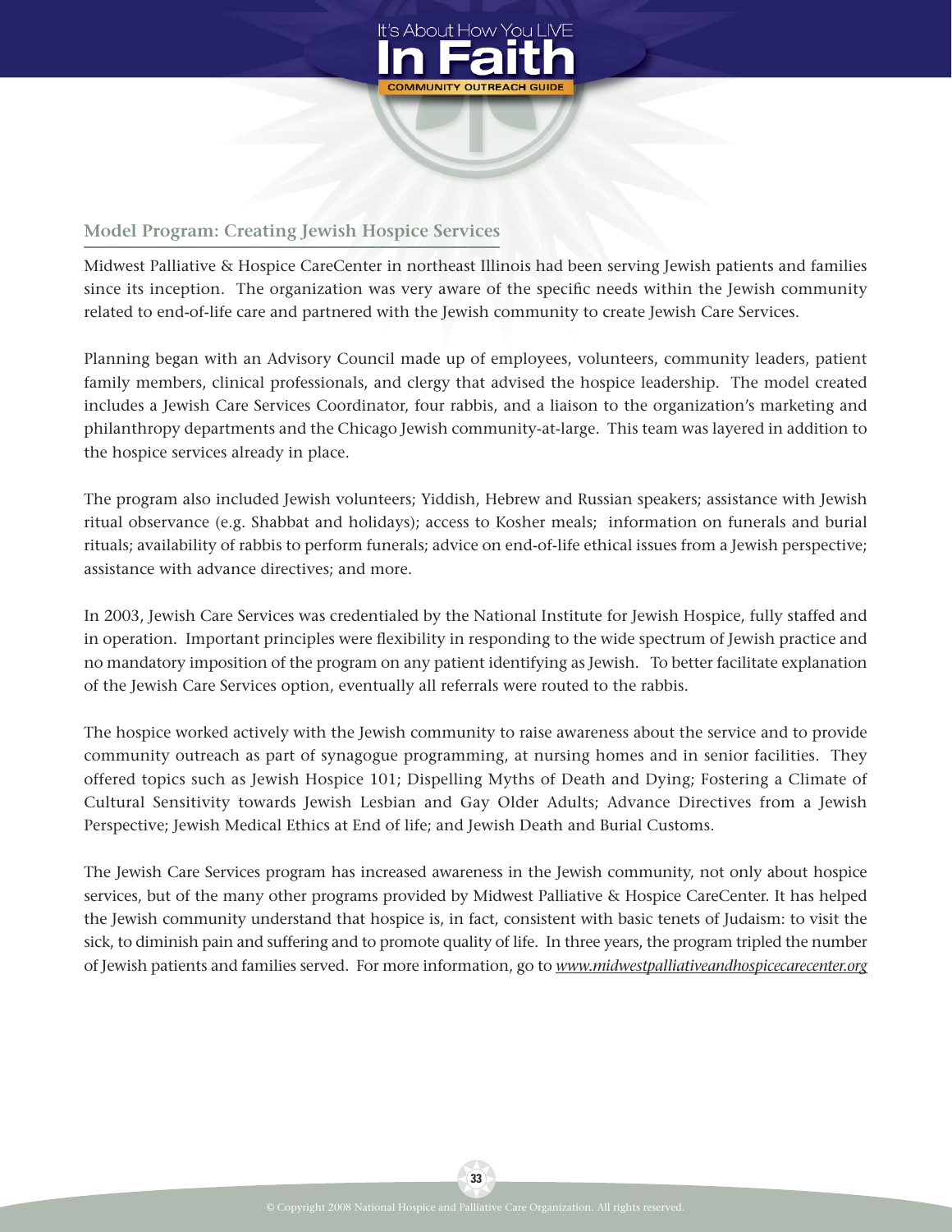## Model Program: Creating Jewish Hospice Services

Midwest Palliative & Hospice CareCenter in northeast Illinois had been serving Jewish patients and families since its inception. The organization was very aware of the specific needs within the Jewish community related to end-of-life care and partnered with the Jewish community to create Jewish Care Services.

Planning began with an Advisory Council made up of employees, volunteers, community leaders, patient family members, clinical professionals, and clergy that advised the hospice leadership. The model created includes a Jewish Care Services Coordinator, four rabbis, and a liaison to the organization's marketing and philanthropy departments and the Chicago Jewish community-at-large. This team was layered in addition to the hospice services already in place.

The program also included Jewish volunteers; Yiddish, Hebrew and Russian speakers; assistance with Jewish ritual observance (e.g. Shabbat and holidays); access to Kosher meals; information on funerals and burial rituals; availability of rabbis to perform funerals; advice on end-of-life ethical issues from a Jewish perspective; assistance with advance directives; and more.

In 2003, Jewish Care Services was credentialed by the National Institute for Jewish Hospice, fully staffed and in operation. Important principles were flexibility in responding to the wide spectrum of Jewish practice and no mandatory imposition of the program on any patient identifying as Jewish. To better facilitate explanation of the Jewish Care Services option, eventually all referrals were routed to the rabbis.

The hospice worked actively with the Jewish community to raise awareness about the service and to provide community outreach as part of synagogue programming, at nursing homes and in senior facilities. They offered topics such as Jewish Hospice 101; Dispelling Myths of Death and Dying; Fostering a Climate of Cultural Sensitivity towards Jewish Lesbian and Gay Older Adults; Advance Directives from a Jewish Perspective; Jewish Medical Ethics at End of life; and Jewish Death and Burial Customs.

The Jewish Care Services program has increased awareness in the Jewish community, not only about hospice services, but of the many other programs provided by Midwest Palliative & Hospice CareCenter. It has helped the Jewish community understand that hospice is, in fact, consistent with basic tenets of Judaism: to visit the sick, to diminish pain and suffering and to promote quality of life. In three years, the program tripled the number of Jewish patients and families served. For more information, go to *www.midwestpalliativeandhospicecarecenter.org*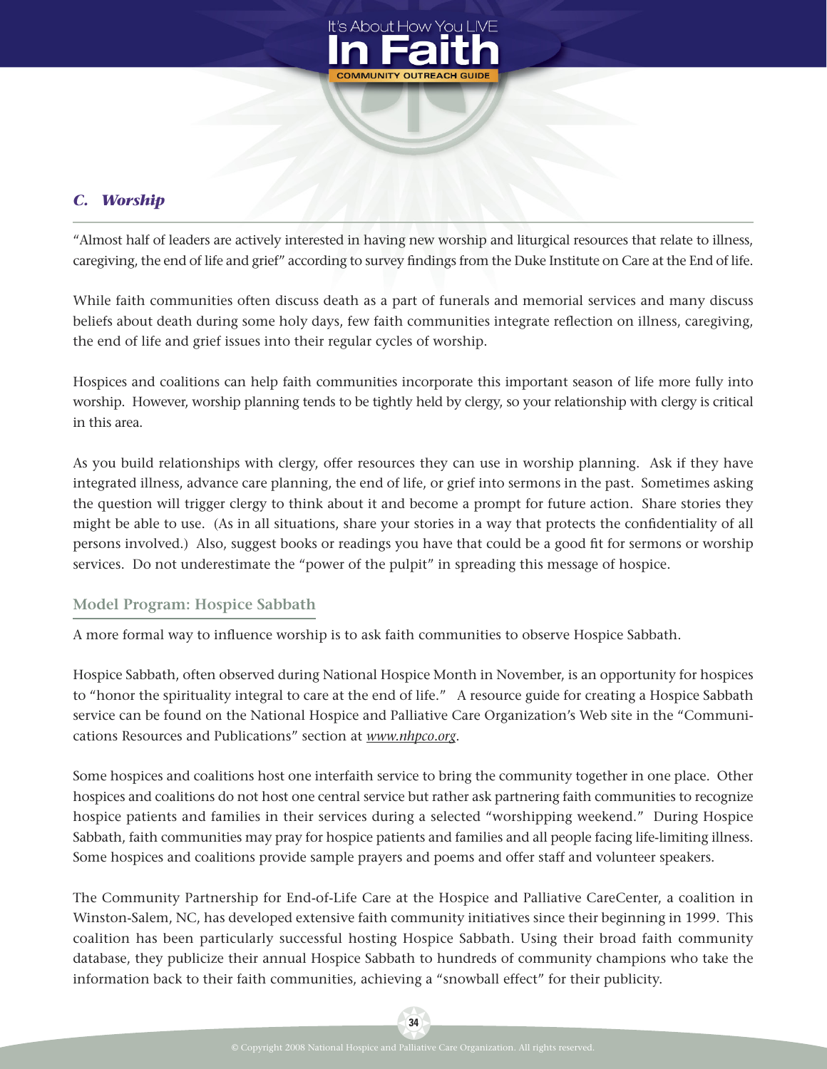### *C. Worship*

"Almost half of leaders are actively interested in having new worship and liturgical resources that relate to illness, caregiving, the end of life and grief" according to survey findings from the Duke Institute on Care at the End of life.

While faith communities often discuss death as a part of funerals and memorial services and many discuss beliefs about death during some holy days, few faith communities integrate reflection on illness, caregiving, the end of life and grief issues into their regular cycles of worship.

Hospices and coalitions can help faith communities incorporate this important season of life more fully into worship. However, worship planning tends to be tightly held by clergy, so your relationship with clergy is critical in this area.

As you build relationships with clergy, offer resources they can use in worship planning. Ask if they have integrated illness, advance care planning, the end of life, or grief into sermons in the past. Sometimes asking the question will trigger clergy to think about it and become a prompt for future action. Share stories they might be able to use. (As in all situations, share your stories in a way that protects the confidentiality of all persons involved.) Also, suggest books or readings you have that could be a good fit for sermons or worship services. Do not underestimate the "power of the pulpit" in spreading this message of hospice.

#### Model Program: Hospice Sabbath

A more formal way to influence worship is to ask faith communities to observe Hospice Sabbath.

Hospice Sabbath, often observed during National Hospice Month in November, is an opportunity for hospices to "honor the spirituality integral to care at the end of life." A resource guide for creating a Hospice Sabbath service can be found on the National Hospice and Palliative Care Organization's Web site in the "Communications Resources and Publications" section at *www.nhpco.org*.

Some hospices and coalitions host one interfaith service to bring the community together in one place. Other hospices and coalitions do not host one central service but rather ask partnering faith communities to recognize hospice patients and families in their services during a selected "worshipping weekend." During Hospice Sabbath, faith communities may pray for hospice patients and families and all people facing life-limiting illness. Some hospices and coalitions provide sample prayers and poems and offer staff and volunteer speakers.

The Community Partnership for End-of-Life Care at the Hospice and Palliative CareCenter, a coalition in Winston-Salem, NC, has developed extensive faith community initiatives since their beginning in 1999. This coalition has been particularly successful hosting Hospice Sabbath. Using their broad faith community database, they publicize their annual Hospice Sabbath to hundreds of community champions who take the information back to their faith communities, achieving a "snowball effect" for their publicity.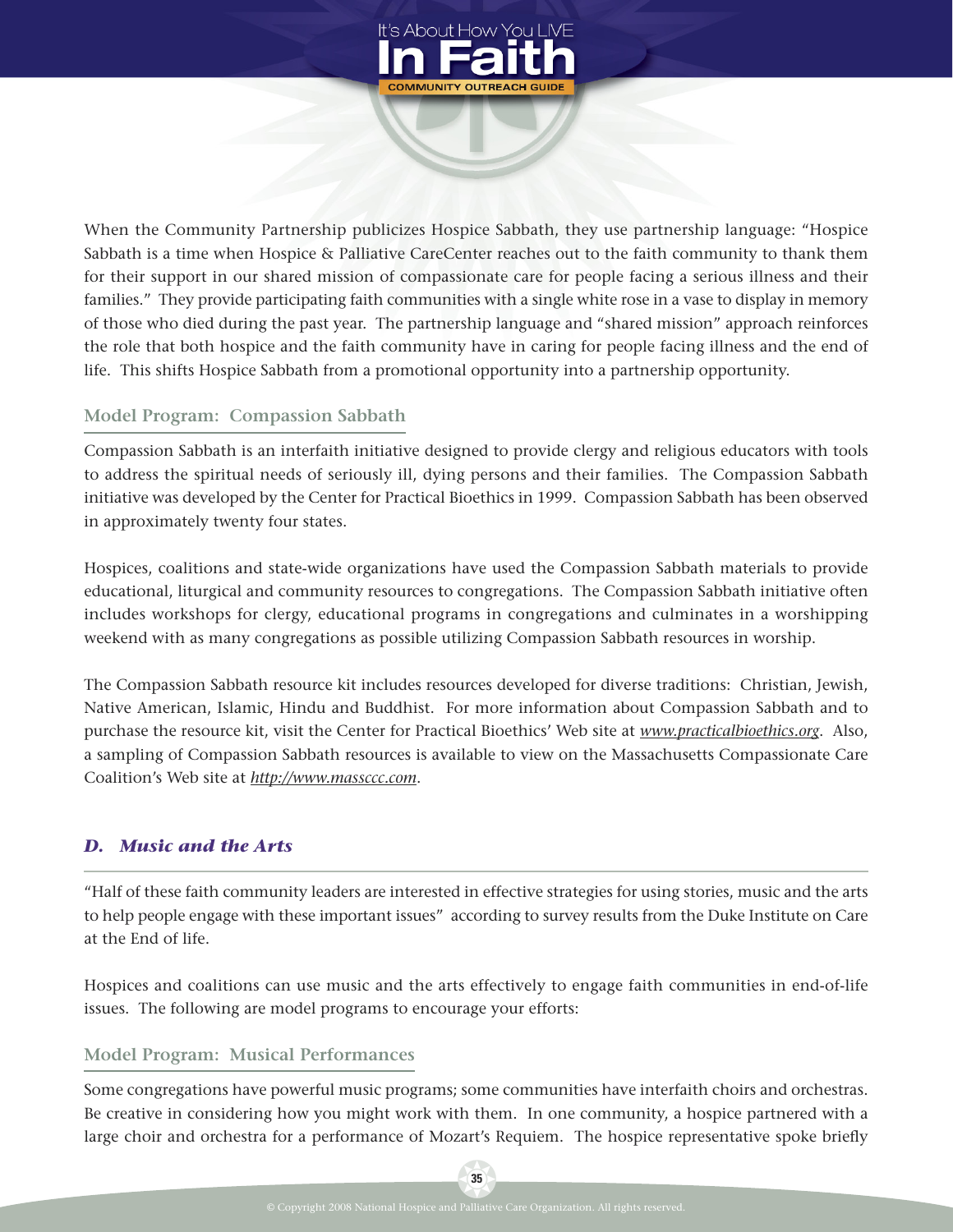When the Community Partnership publicizes Hospice Sabbath, they use partnership language: "Hospice Sabbath is a time when Hospice & Palliative CareCenter reaches out to the faith community to thank them for their support in our shared mission of compassionate care for people facing a serious illness and their families." They provide participating faith communities with a single white rose in a vase to display in memory of those who died during the past year. The partnership language and "shared mission" approach reinforces the role that both hospice and the faith community have in caring for people facing illness and the end of life. This shifts Hospice Sabbath from a promotional opportunity into a partnership opportunity.

### Model Program: Compassion Sabbath

Compassion Sabbath is an interfaith initiative designed to provide clergy and religious educators with tools to address the spiritual needs of seriously ill, dying persons and their families. The Compassion Sabbath initiative was developed by the Center for Practical Bioethics in 1999. Compassion Sabbath has been observed in approximately twenty four states.

Hospices, coalitions and state-wide organizations have used the Compassion Sabbath materials to provide educational, liturgical and community resources to congregations. The Compassion Sabbath initiative often includes workshops for clergy, educational programs in congregations and culminates in a worshipping weekend with as many congregations as possible utilizing Compassion Sabbath resources in worship.

The Compassion Sabbath resource kit includes resources developed for diverse traditions: Christian, Jewish, Native American, Islamic, Hindu and Buddhist. For more information about Compassion Sabbath and to purchase the resource kit, visit the Center for Practical Bioethics' Web site at *www.practicalbioethics.org*. Also, a sampling of Compassion Sabbath resources is available to view on the Massachusetts Compassionate Care Coalition's Web site at *http://www.masscсc.com*.

## *D. Music and the Arts*

"Half of these faith community leaders are interested in effective strategies for using stories, music and the arts to help people engage with these important issues" according to survey results from the Duke Institute on Care at the End of life.

Hospices and coalitions can use music and the arts effectively to engage faith communities in end-of-life issues. The following are model programs to encourage your efforts:

### Model Program: Musical Performances

Some congregations have powerful music programs; some communities have interfaith choirs and orchestras. Be creative in considering how you might work with them. In one community, a hospice partnered with a large choir and orchestra for a performance of Mozart's Requiem. The hospice representative spoke briefly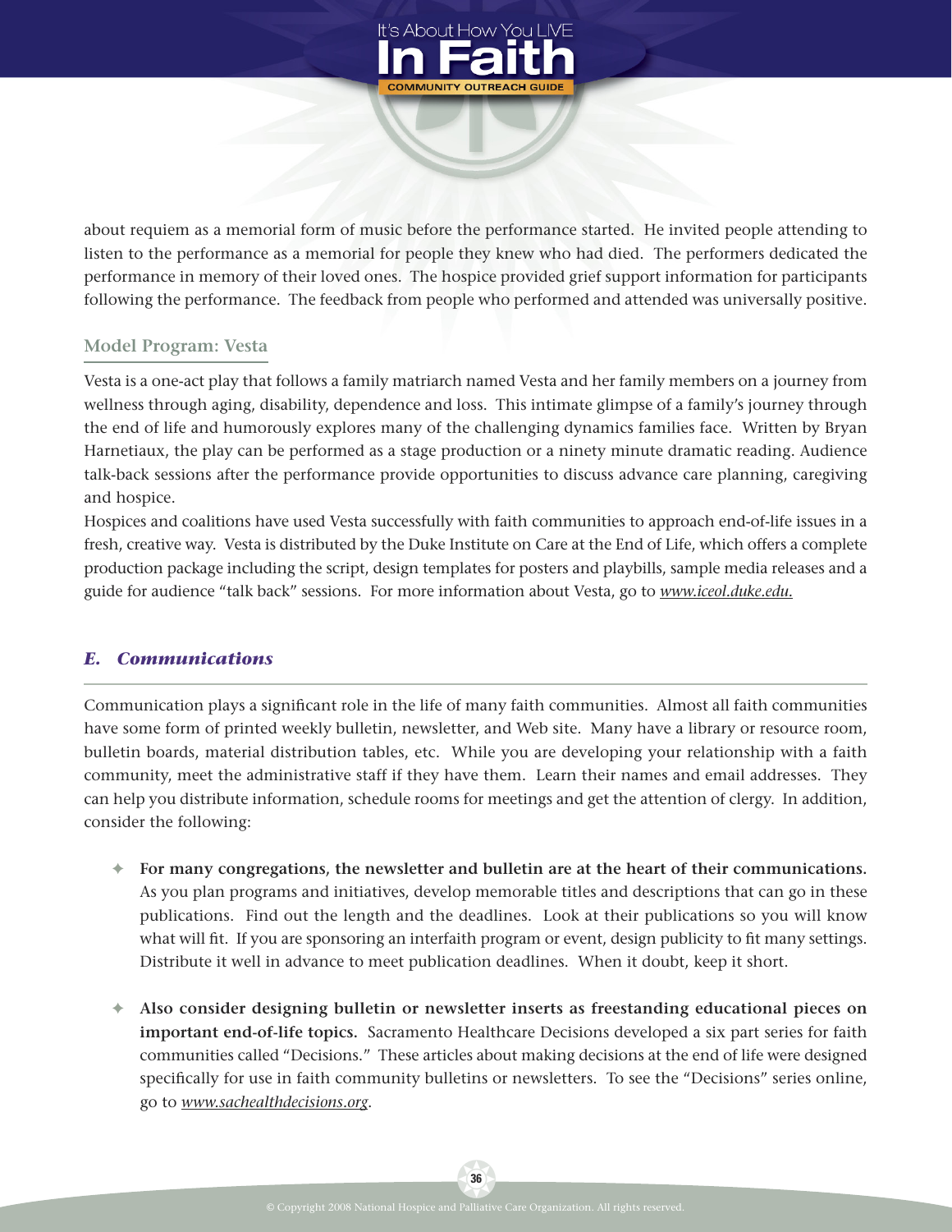about requiem as a memorial form of music before the performance started. He invited people attending to listen to the performance as a memorial for people they knew who had died. The performers dedicated the performance in memory of their loved ones. The hospice provided grief support information for participants following the performance. The feedback from people who performed and attended was universally positive.

### Model Program: Vesta

Vesta is a one-act play that follows a family matriarch named Vesta and her family members on a journey from wellness through aging, disability, dependence and loss. This intimate glimpse of a family's journey through the end of life and humorously explores many of the challenging dynamics families face. Written by Bryan Harnetiaux, the play can be performed as a stage production or a ninety minute dramatic reading. Audience talk-back sessions after the performance provide opportunities to discuss advance care planning, caregiving and hospice.

Hospices and coalitions have used Vesta successfully with faith communities to approach end-of-life issues in a fresh, creative way. Vesta is distributed by the Duke Institute on Care at the End of Life, which offers a complete production package including the script, design templates for posters and playbills, sample media releases and a guide for audience "talk back" sessions. For more information about Vesta, go to *www.iceol.duke.edu.*

## *E. Communications*

Communication plays a significant role in the life of many faith communities. Almost all faith communities have some form of printed weekly bulletin, newsletter, and Web site. Many have a library or resource room, bulletin boards, material distribution tables, etc. While you are developing your relationship with a faith community, meet the administrative staff if they have them. Learn their names and email addresses. They can help you distribute information, schedule rooms for meetings and get the attention of clergy. In addition, consider the following:

- **For many congregations, the newsletter and bulletin are at the heart of their communications.** As you plan programs and initiatives, develop memorable titles and descriptions that can go in these publications. Find out the length and the deadlines. Look at their publications so you will know what will fit. If you are sponsoring an interfaith program or event, design publicity to fit many settings. Distribute it well in advance to meet publication deadlines. When it doubt, keep it short.

- **Also consider designing bulletin or newsletter inserts as freestanding educational pieces on important end-of-life topics.** Sacramento Healthcare Decisions developed a six part series for faith communities called "Decisions." These articles about making decisions at the end of life were designed specifically for use in faith community bulletins or newsletters. To see the "Decisions" series online, go to *www.sachealthdecisions.org*.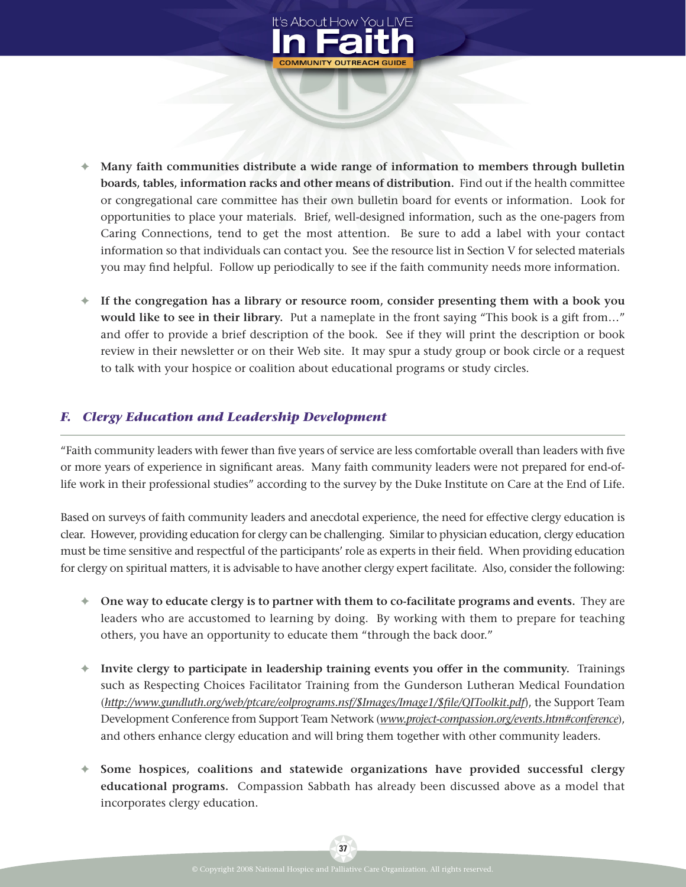- **Many faith communities distribute a wide range of information to members through bulletin boards, tables, information racks and other means of distribution.** Find out if the health committee or congregational care committee has their own bulletin board for events or information. Look for opportunities to place your materials. Brief, well-designed information, such as the one-pagers from Caring Connections, tend to get the most attention. Be sure to add a label with your contact information so that individuals can contact you. See the resource list in Section V for selected materials you may find helpful. Follow up periodically to see if the faith community needs more information.

- **If the congregation has a library or resource room, consider presenting them with a book you would like to see in their library.** Put a nameplate in the front saying "This book is a gift from…" and offer to provide a brief description of the book. See if they will print the description or book review in their newsletter or on their Web site. It may spur a study group or book circle or a request to talk with your hospice or coalition about educational programs or study circles.

## *F. Clergy Education and Leadership Development*

"Faith community leaders with fewer than five years of service are less comfortable overall than leaders with five or more years of experience in significant areas. Many faith community leaders were not prepared for end-of-life work in their professional studies" according to the survey by the Duke Institute on Care at the End of Life.

Based on surveys of faith community leaders and anecdotal experience, the need for effective clergy education is clear. However, providing education for clergy can be challenging. Similar to physician education, clergy education must be time sensitive and respectful of the participants' role as experts in their field. When providing education for clergy on spiritual matters, it is advisable to have another clergy expert facilitate. Also, consider the following:

- **One way to educate clergy is to partner with them to co-facilitate programs and events.** They are leaders who are accustomed to learning by doing. By working with them to prepare for teaching others, you have an opportunity to educate them "through the back door."

- **Invite clergy to participate in leadership training events you offer in the community.** Trainings such as Respecting Choices Facilitator Training from the Gunderson Lutheran Medical Foundation (*http://www.gundluth.org/web/ptcare/eolprograms.nsf/$Images/Image1/$file/QIToolkit.pdf*), the Support Team Development Conference from Support Team Network (*www.project-compassion.org/events.htm#conference*), and others enhance clergy education and will bring them together with other community leaders.

- **Some hospices, coalitions and statewide organizations have provided successful clergy educational programs.** Compassion Sabbath has already been discussed above as a model that incorporates clergy education.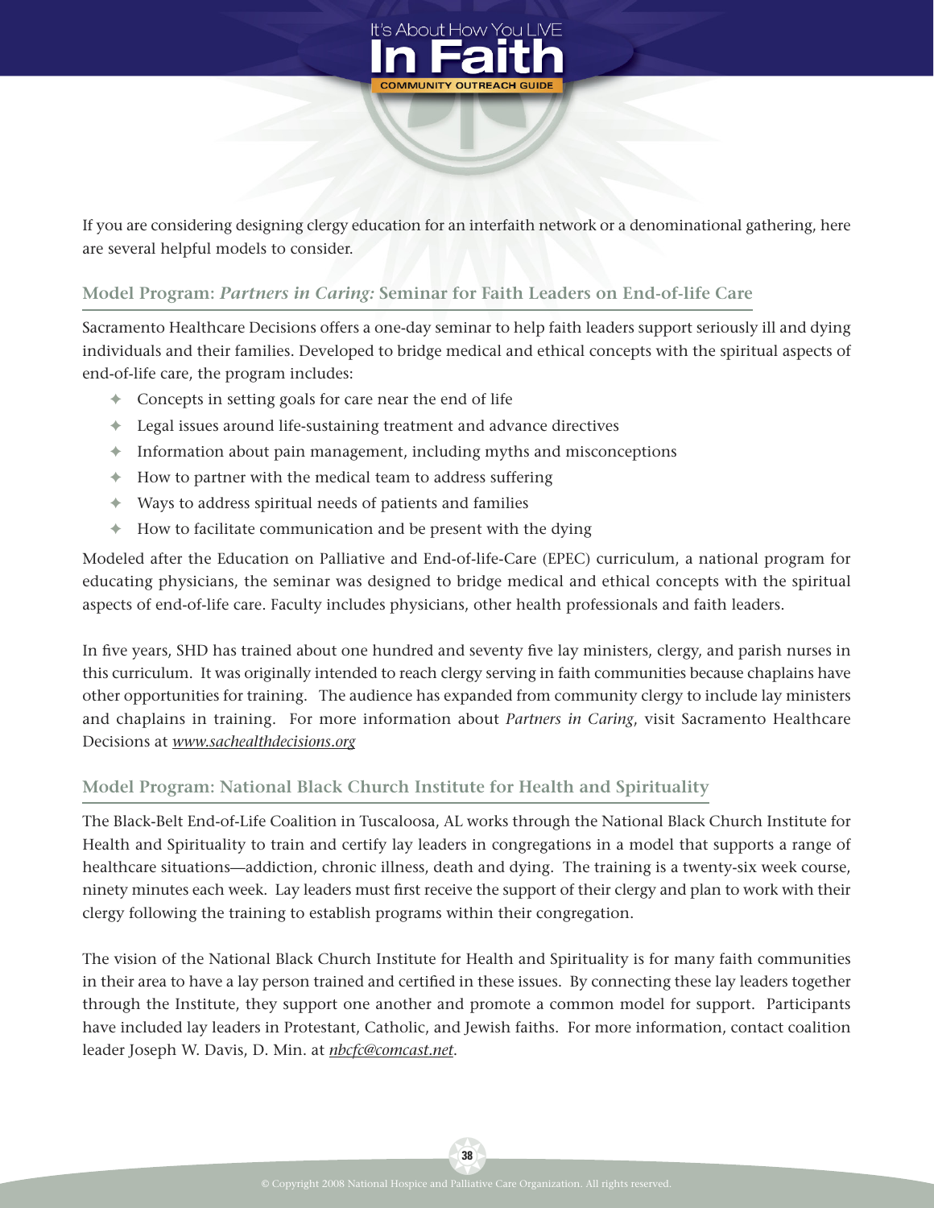If you are considering designing clergy education for an interfaith network or a denominational gathering, here are several helpful models to consider.

## Model Program: *Partners in Caring:* Seminar for Faith Leaders on End-of-life Care

Sacramento Healthcare Decisions offers a one-day seminar to help faith leaders support seriously ill and dying individuals and their families. Developed to bridge medical and ethical concepts with the spiritual aspects of end-of-life care, the program includes:

- Concepts in setting goals for care near the end of life
- Legal issues around life-sustaining treatment and advance directives
- Information about pain management, including myths and misconceptions
- How to partner with the medical team to address suffering
- Ways to address spiritual needs of patients and families
- How to facilitate communication and be present with the dying

Modeled after the Education on Palliative and End-of-life-Care (EPEC) curriculum, a national program for educating physicians, the seminar was designed to bridge medical and ethical concepts with the spiritual aspects of end-of-life care. Faculty includes physicians, other health professionals and faith leaders.

In five years, SHD has trained about one hundred and seventy five lay ministers, clergy, and parish nurses in this curriculum. It was originally intended to reach clergy serving in faith communities because chaplains have other opportunities for training. The audience has expanded from community clergy to include lay ministers and chaplains in training. For more information about *Partners in Caring*, visit Sacramento Healthcare Decisions at www.sachealthdecisions.org

## Model Program: National Black Church Institute for Health and Spirituality

The Black-Belt End-of-Life Coalition in Tuscaloosa, AL works through the National Black Church Institute for Health and Spirituality to train and certify lay leaders in congregations in a model that supports a range of healthcare situations—addiction, chronic illness, death and dying. The training is a twenty-six week course, ninety minutes each week. Lay leaders must first receive the support of their clergy and plan to work with their clergy following the training to establish programs within their congregation.

The vision of the National Black Church Institute for Health and Spirituality is for many faith communities in their area to have a lay person trained and certified in these issues. By connecting these lay leaders together through the Institute, they support one another and promote a common model for support. Participants have included lay leaders in Protestant, Catholic, and Jewish faiths. For more information, contact coalition leader Joseph W. Davis, D. Min. at nbcfc@comcast.net.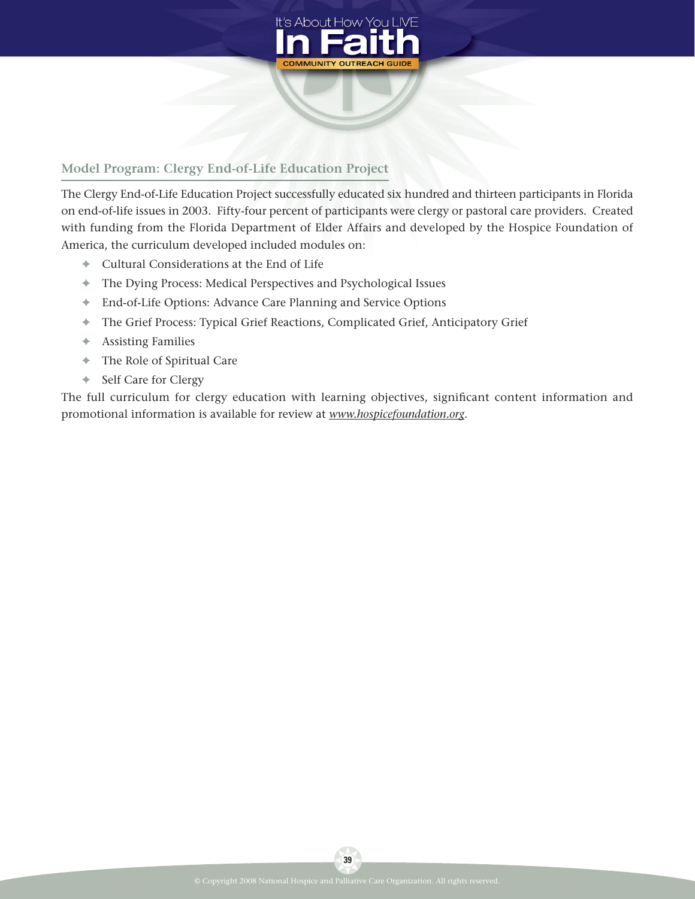## Model Program: Clergy End-of-Life Education Project

The Clergy End-of-Life Education Project successfully educated six hundred and thirteen participants in Florida on end-of-life issues in 2003. Fifty-four percent of participants were clergy or pastoral care providers. Created with funding from the Florida Department of Elder Affairs and developed by the Hospice Foundation of America, the curriculum developed included modules on:

- Cultural Considerations at the End of Life
- The Dying Process: Medical Perspectives and Psychological Issues
- End-of-Life Options: Advance Care Planning and Service Options
- The Grief Process: Typical Grief Reactions, Complicated Grief, Anticipatory Grief
- Assisting Families
- The Role of Spiritual Care
- Self Care for Clergy

The full curriculum for clergy education with learning objectives, significant content information and promotional information is available for review at *www.hospicefoundation.org*.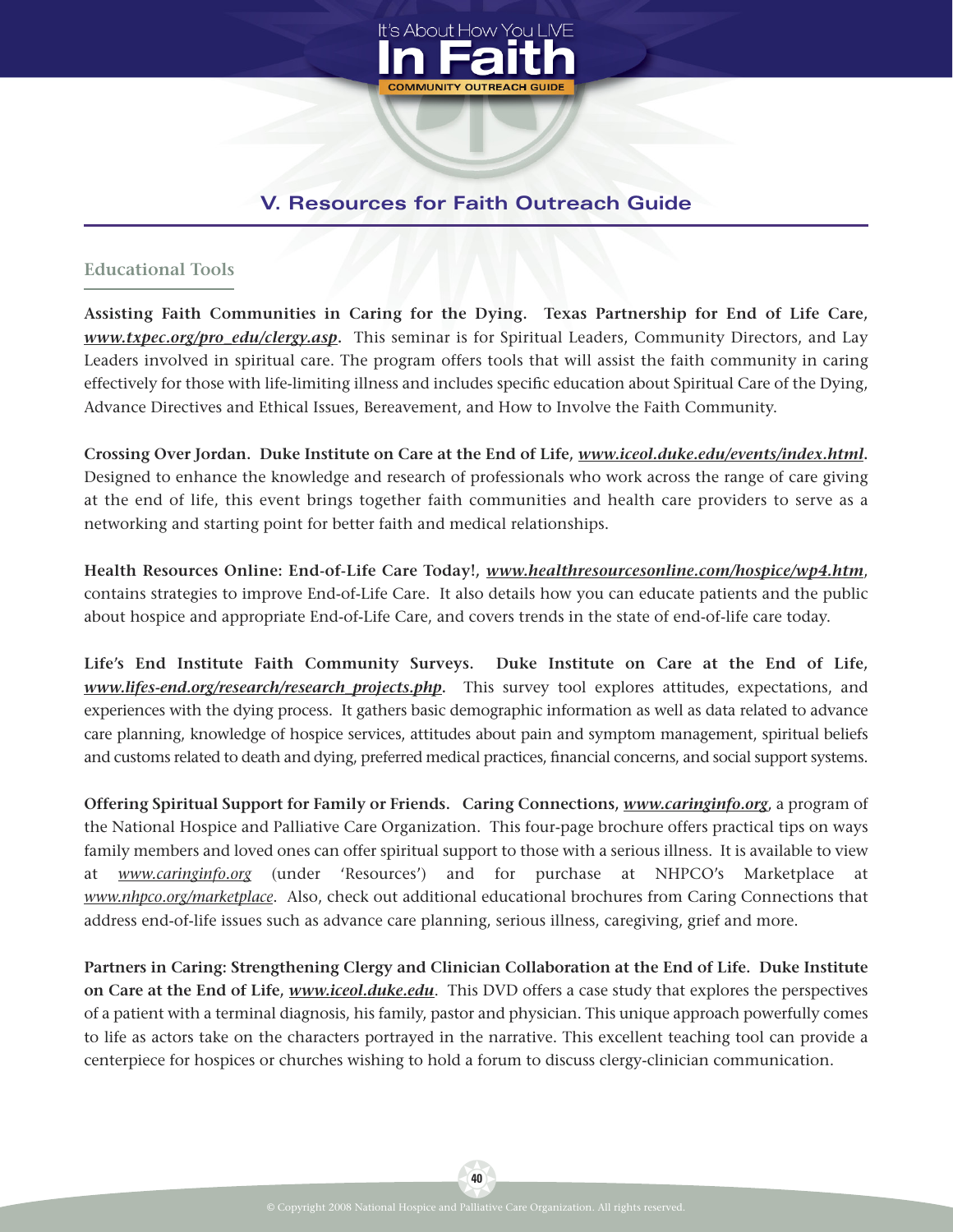## V. Resources for Faith Outreach Guide

### Educational Tools

**Assisting Faith Communities in Caring for the Dying. Texas Partnership for End of Life Care, *www.txpec.org/pro_edu/clergy.asp*.** This seminar is for Spiritual Leaders, Community Directors, and Lay Leaders involved in spiritual care. The program offers tools that will assist the faith community in caring effectively for those with life-limiting illness and includes specific education about Spiritual Care of the Dying, Advance Directives and Ethical Issues, Bereavement, and How to Involve the Faith Community.

**Crossing Over Jordan. Duke Institute on Care at the End of Life, *www.iceol.duke.edu/events/index.html*.** Designed to enhance the knowledge and research of professionals who work across the range of care giving at the end of life, this event brings together faith communities and health care providers to serve as a networking and starting point for better faith and medical relationships.

**Health Resources Online: End-of-Life Care Today!, *www.healthresourcesonline.com/hospice/wp4.htm*,** contains strategies to improve End-of-Life Care. It also details how you can educate patients and the public about hospice and appropriate End-of-Life Care, and covers trends in the state of end-of-life care today.

**Life's End Institute Faith Community Surveys. Duke Institute on Care at the End of Life, *www.lifes-end.org/research/research_projects.php*.** This survey tool explores attitudes, expectations, and experiences with the dying process. It gathers basic demographic information as well as data related to advance care planning, knowledge of hospice services, attitudes about pain and symptom management, spiritual beliefs and customs related to death and dying, preferred medical practices, financial concerns, and social support systems.

**Offering Spiritual Support for Family or Friends. Caring Connections, *www.caringinfo.org*,** a program of the National Hospice and Palliative Care Organization. This four-page brochure offers practical tips on ways family members and loved ones can offer spiritual support to those with a serious illness. It is available to view at *www.caringinfo.org* (under 'Resources') and for purchase at NHPCO's Marketplace at *www.nhpco.org/marketplace*. Also, check out additional educational brochures from Caring Connections that address end-of-life issues such as advance care planning, serious illness, caregiving, grief and more.

**Partners in Caring: Strengthening Clergy and Clinician Collaboration at the End of Life. Duke Institute on Care at the End of Life, *www.iceol.duke.edu*.** This DVD offers a case study that explores the perspectives of a patient with a terminal diagnosis, his family, pastor and physician. This unique approach powerfully comes to life as actors take on the characters portrayed in the narrative. This excellent teaching tool can provide a centerpiece for hospices or churches wishing to hold a forum to discuss clergy-clinician communication.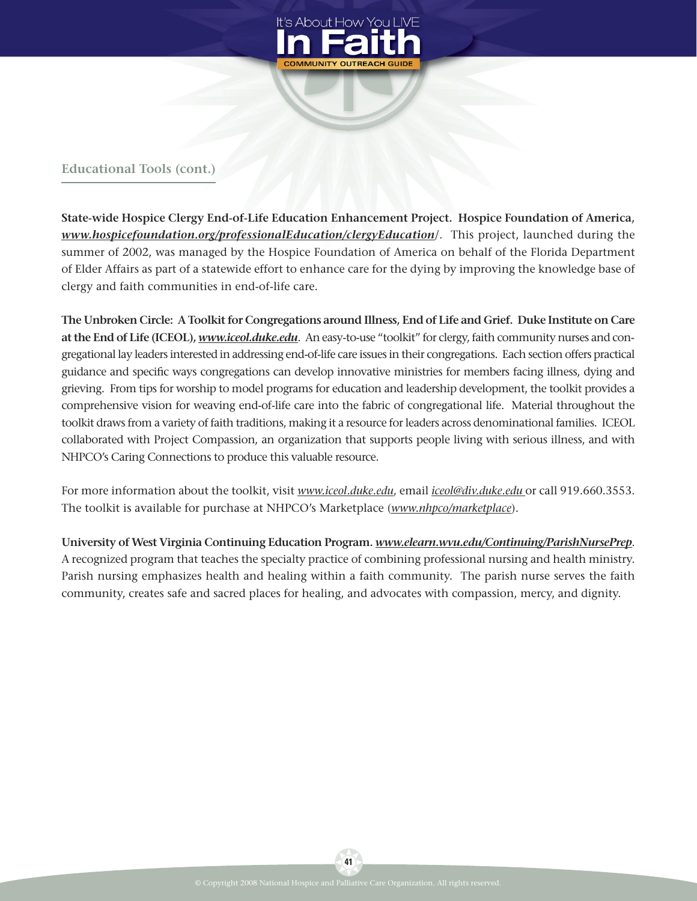## Educational Tools (cont.)

**State-wide Hospice Clergy End-of-Life Education Enhancement Project. Hospice Foundation of America, *www.hospicefoundation.org/professionalEducation/clergyEducation*/.** This project, launched during the summer of 2002, was managed by the Hospice Foundation of America on behalf of the Florida Department of Elder Affairs as part of a statewide effort to enhance care for the dying by improving the knowledge base of clergy and faith communities in end-of-life care.

**The Unbroken Circle: A Toolkit for Congregations around Illness, End of Life and Grief. Duke Institute on Care at the End of Life (ICEOL), *www.iceol.duke.edu*.** An easy-to-use "toolkit" for clergy, faith community nurses and congregational lay leaders interested in addressing end-of-life care issues in their congregations. Each section offers practical guidance and specific ways congregations can develop innovative ministries for members facing illness, dying and grieving. From tips for worship to model programs for education and leadership development, the toolkit provides a comprehensive vision for weaving end-of-life care into the fabric of congregational life. Material throughout the toolkit draws from a variety of faith traditions, making it a resource for leaders across denominational families. ICEOL collaborated with Project Compassion, an organization that supports people living with serious illness, and with NHPCO's Caring Connections to produce this valuable resource.

For more information about the toolkit, visit *www.iceol.duke.edu*, email *iceol@div.duke.edu* or call 919.660.3553. The toolkit is available for purchase at NHPCO's Marketplace (*www.nhpco/marketplace*).

**University of West Virginia Continuing Education Program. *www.elearn.wvu.edu/Continuing/ParishNursePrep*.** A recognized program that teaches the specialty practice of combining professional nursing and health ministry. Parish nursing emphasizes health and healing within a faith community. The parish nurse serves the faith community, creates safe and sacred places for healing, and advocates with compassion, mercy, and dignity.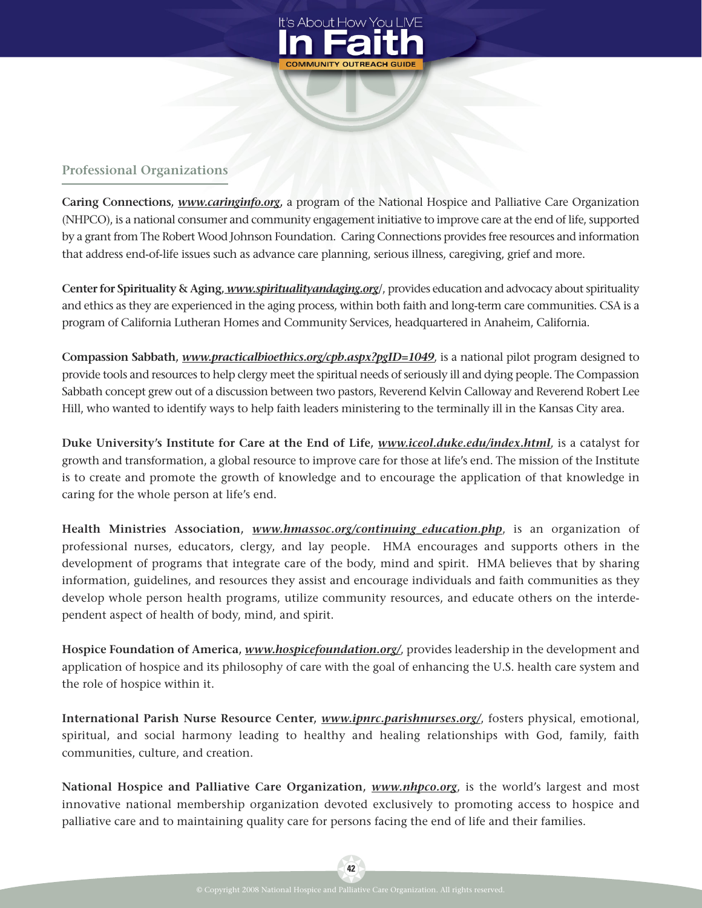## Professional Organizations

**Caring Connections,** ***www.caringinfo.org,*** a program of the National Hospice and Palliative Care Organization (NHPCO), is a national consumer and community engagement initiative to improve care at the end of life, supported by a grant from The Robert Wood Johnson Foundation. Caring Connections provides free resources and information that address end-of-life issues such as advance care planning, serious illness, caregiving, grief and more.

**Center for Spirituality & Aging,** ***www.spiritualityandaging.org/***, provides education and advocacy about spirituality and ethics as they are experienced in the aging process, within both faith and long-term care communities. CSA is a program of California Lutheran Homes and Community Services, headquartered in Anaheim, California.

**Compassion Sabbath,** ***www.practicalbioethics.org/cpb.aspx?pgID=1049***, is a national pilot program designed to provide tools and resources to help clergy meet the spiritual needs of seriously ill and dying people. The Compassion Sabbath concept grew out of a discussion between two pastors, Reverend Kelvin Calloway and Reverend Robert Lee Hill, who wanted to identify ways to help faith leaders ministering to the terminally ill in the Kansas City area.

**Duke University's Institute for Care at the End of Life,** ***www.iceol.duke.edu/index.html***, is a catalyst for growth and transformation, a global resource to improve care for those at life's end. The mission of the Institute is to create and promote the growth of knowledge and to encourage the application of that knowledge in caring for the whole person at life's end.

**Health Ministries Association,** ***www.hmassoc.org/continuing_education.php***, is an organization of professional nurses, educators, clergy, and lay people. HMA encourages and supports others in the development of programs that integrate care of the body, mind and spirit. HMA believes that by sharing information, guidelines, and resources they assist and encourage individuals and faith communities as they develop whole person health programs, utilize community resources, and educate others on the interdependent aspect of health of body, mind, and spirit.

**Hospice Foundation of America,** ***www.hospicefoundation.org/***, provides leadership in the development and application of hospice and its philosophy of care with the goal of enhancing the U.S. health care system and the role of hospice within it.

**International Parish Nurse Resource Center,** ***www.ipnrc.parishnurses.org/***, fosters physical, emotional, spiritual, and social harmony leading to healthy and healing relationships with God, family, faith communities, culture, and creation.

**National Hospice and Palliative Care Organization,** ***www.nhpco.org***, is the world's largest and most innovative national membership organization devoted exclusively to promoting access to hospice and palliative care and to maintaining quality care for persons facing the end of life and their families.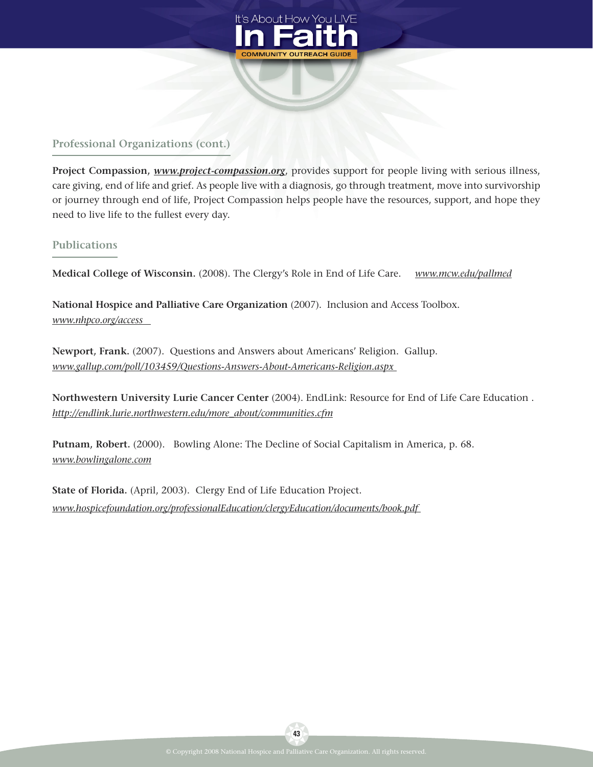## Professional Organizations (cont.)

**Project Compassion, *www.project-compassion.org*,** provides support for people living with serious illness, care giving, end of life and grief. As people live with a diagnosis, go through treatment, move into survivorship or journey through end of life, Project Compassion helps people have the resources, support, and hope they need to live life to the fullest every day.

## Publications

**Medical College of Wisconsin.** (2008). The Clergy's Role in End of Life Care. *www.mcw.edu/pallmed*

**National Hospice and Palliative Care Organization** (2007). Inclusion and Access Toolbox. *www.nhpco.org/access*

**Newport, Frank.** (2007). Questions and Answers about Americans' Religion. Gallup. *www.gallup.com/poll/103459/Questions-Answers-About-Americans-Religion.aspx*

**Northwestern University Lurie Cancer Center** (2004). EndLink: Resource for End of Life Care Education . *http://endlink.lurie.northwestern.edu/more_about/communities.cfm*

**Putnam, Robert.** (2000). Bowling Alone: The Decline of Social Capitalism in America, p. 68. *www.bowlingalone.com*

**State of Florida.** (April, 2003). Clergy End of Life Education Project. *www.hospicefoundation.org/professionalEducation/clergyEducation/documents/book.pdf*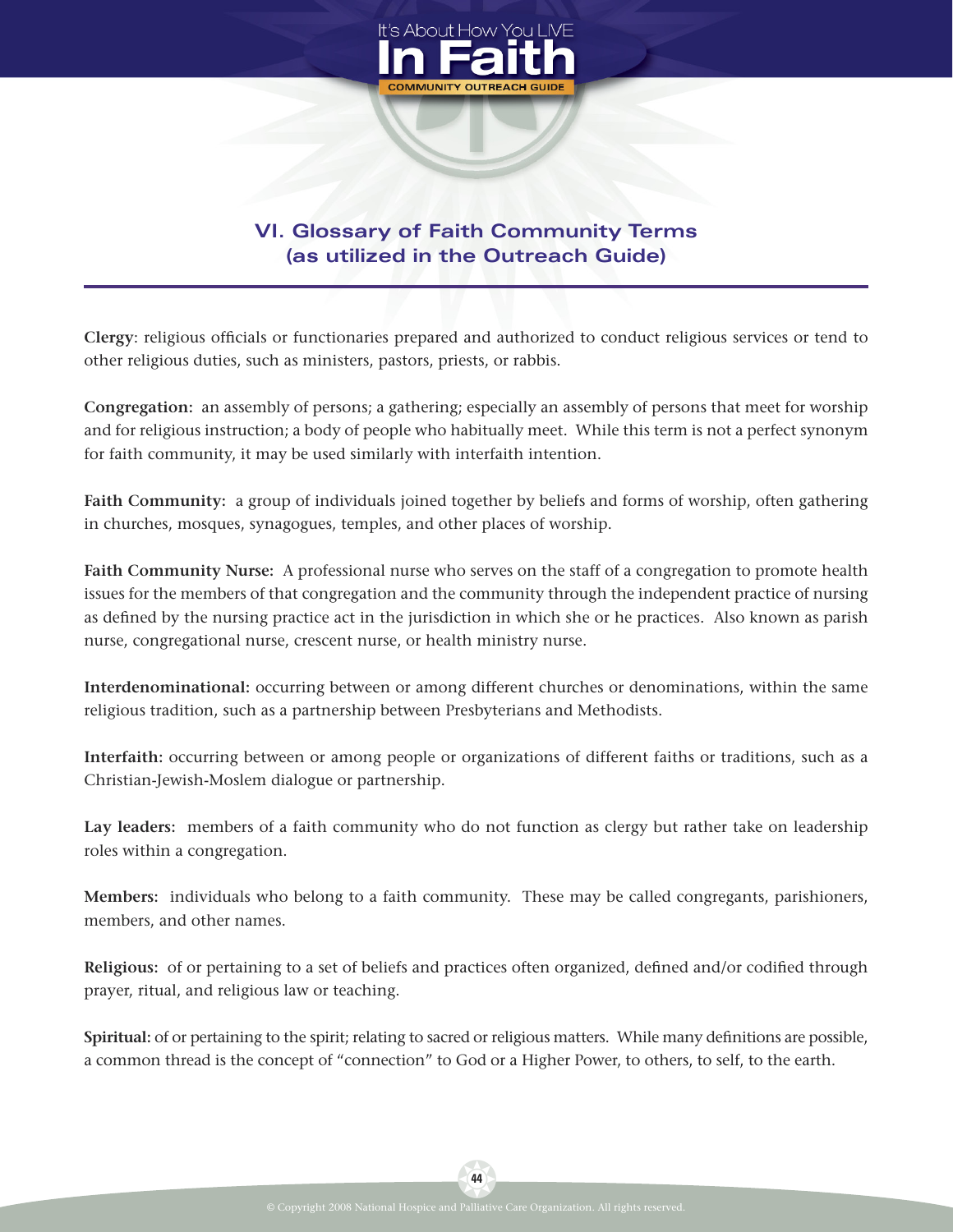## VI. Glossary of Faith Community Terms (as utilized in the Outreach Guide)

**Clergy**: religious officials or functionaries prepared and authorized to conduct religious services or tend to other religious duties, such as ministers, pastors, priests, or rabbis.

**Congregation:** an assembly of persons; a gathering; especially an assembly of persons that meet for worship and for religious instruction; a body of people who habitually meet. While this term is not a perfect synonym for faith community, it may be used similarly with interfaith intention.

**Faith Community:** a group of individuals joined together by beliefs and forms of worship, often gathering in churches, mosques, synagogues, temples, and other places of worship.

**Faith Community Nurse:** A professional nurse who serves on the staff of a congregation to promote health issues for the members of that congregation and the community through the independent practice of nursing as defined by the nursing practice act in the jurisdiction in which she or he practices. Also known as parish nurse, congregational nurse, crescent nurse, or health ministry nurse.

**Interdenominational:** occurring between or among different churches or denominations, within the same religious tradition, such as a partnership between Presbyterians and Methodists.

**Interfaith:** occurring between or among people or organizations of different faiths or traditions, such as a Christian-Jewish-Moslem dialogue or partnership.

**Lay leaders:** members of a faith community who do not function as clergy but rather take on leadership roles within a congregation.

**Members:** individuals who belong to a faith community. These may be called congregants, parishioners, members, and other names.

**Religious:** of or pertaining to a set of beliefs and practices often organized, defined and/or codified through prayer, ritual, and religious law or teaching.

**Spiritual:** of or pertaining to the spirit; relating to sacred or religious matters. While many definitions are possible, a common thread is the concept of "connection" to God or a Higher Power, to others, to self, to the earth.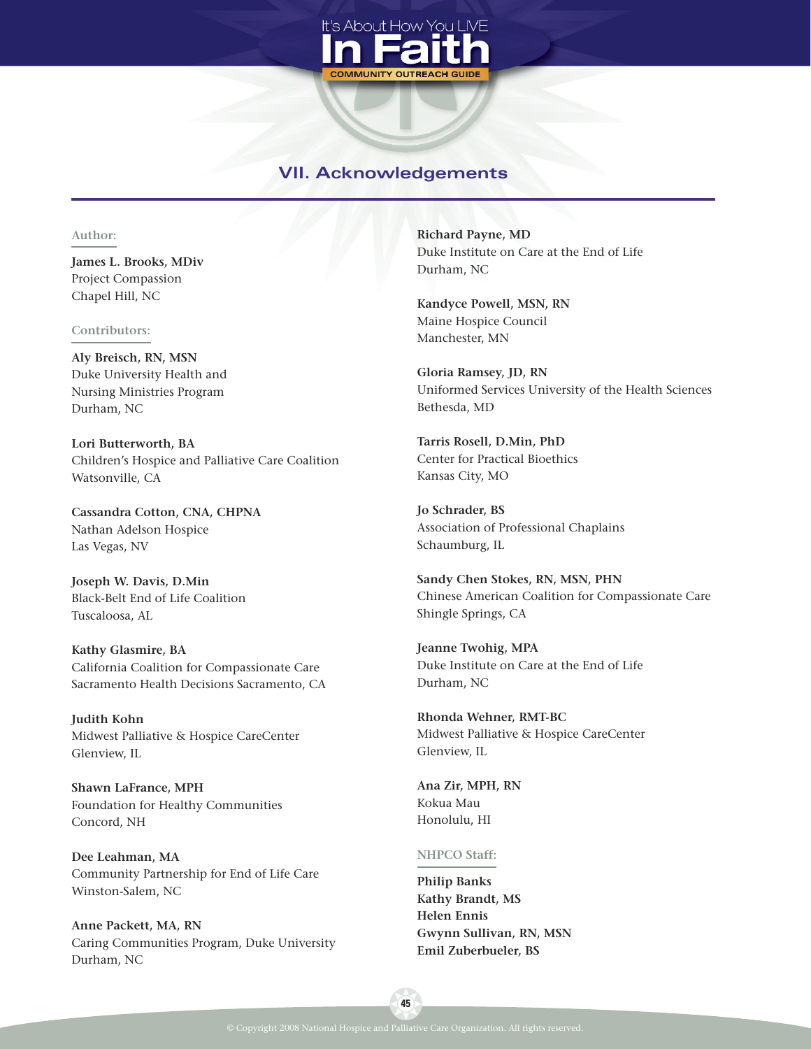## VII. Acknowledgements

### Author:

**James L. Brooks, MDiv**
Project Compassion
Chapel Hill, NC

### Contributors:

**Aly Breisch, RN, MSN**
Duke University Health and Nursing Ministries Program
Durham, NC

**Lori Butterworth, BA**
Children's Hospice and Palliative Care Coalition
Watsonville, CA

**Cassandra Cotton, CNA, CHPNA**
Nathan Adelson Hospice
Las Vegas, NV

**Joseph W. Davis, D.Min**
Black-Belt End of Life Coalition
Tuscaloosa, AL

**Kathy Glasmire, BA**
California Coalition for Compassionate Care
Sacramento Health Decisions Sacramento, CA

**Judith Kohn**
Midwest Palliative & Hospice CareCenter
Glenview, IL

**Shawn LaFrance, MPH**
Foundation for Healthy Communities
Concord, NH

**Dee Leahman, MA**
Community Partnership for End of Life Care
Winston-Salem, NC

**Anne Packett, MA, RN**
Caring Communities Program, Duke University
Durham, NC

**Richard Payne, MD**
Duke Institute on Care at the End of Life
Durham, NC

**Kandyce Powell, MSN, RN**
Maine Hospice Council
Manchester, MN

**Gloria Ramsey, JD, RN**
Uniformed Services University of the Health Sciences
Bethesda, MD

**Tarris Rosell, D.Min, PhD**
Center for Practical Bioethics
Kansas City, MO

**Jo Schrader, BS**
Association of Professional Chaplains
Schaumburg, IL

**Sandy Chen Stokes, RN, MSN, PHN**
Chinese American Coalition for Compassionate Care
Shingle Springs, CA

**Jeanne Twohig, MPA**
Duke Institute on Care at the End of Life
Durham, NC

**Rhonda Wehner, RMT-BC**
Midwest Palliative & Hospice CareCenter
Glenview, IL

**Ana Zir, MPH, RN**
Kokua Mau
Honolulu, HI

### NHPCO Staff:

**Philip Banks**
**Kathy Brandt, MS**
**Helen Ennis**
**Gwynn Sullivan, RN, MSN**
**Emil Zuberbueler, BS**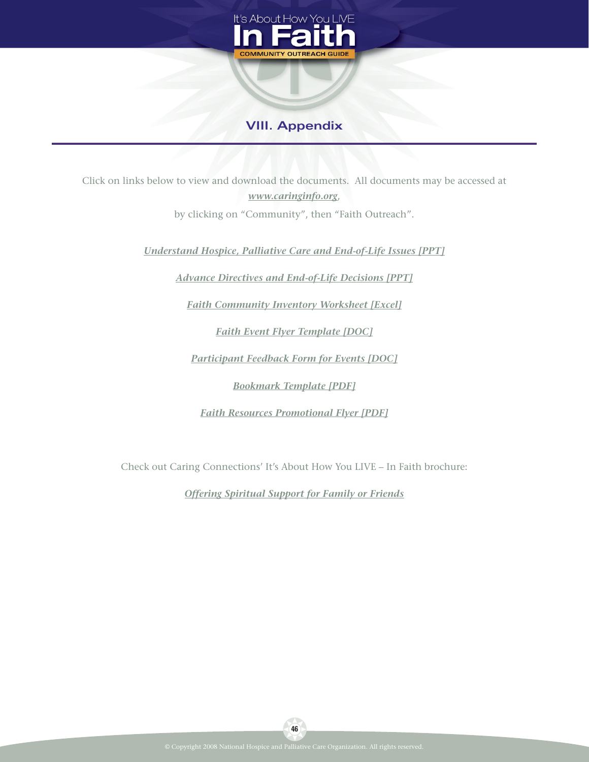# VIII. Appendix

Click on links below to view and download the documents. All documents may be accessed at ***www.caringinfo.org***, by clicking on "Community", then "Faith Outreach".

***Understand Hospice, Palliative Care and End-of-Life Issues [PPT]***

***Advance Directives and End-of-Life Decisions [PPT]***

***Faith Community Inventory Worksheet [Excel]***

***Faith Event Flyer Template [DOC]***

***Participant Feedback Form for Events [DOC]***

***Bookmark Template [PDF]***

***Faith Resources Promotional Flyer [PDF]***

Check out Caring Connections' It's About How You LIVE – In Faith brochure:

***Offering Spiritual Support for Family or Friends***

© Copyright 2008 National Hospice and Palliative Care Organization. All rights reserved.